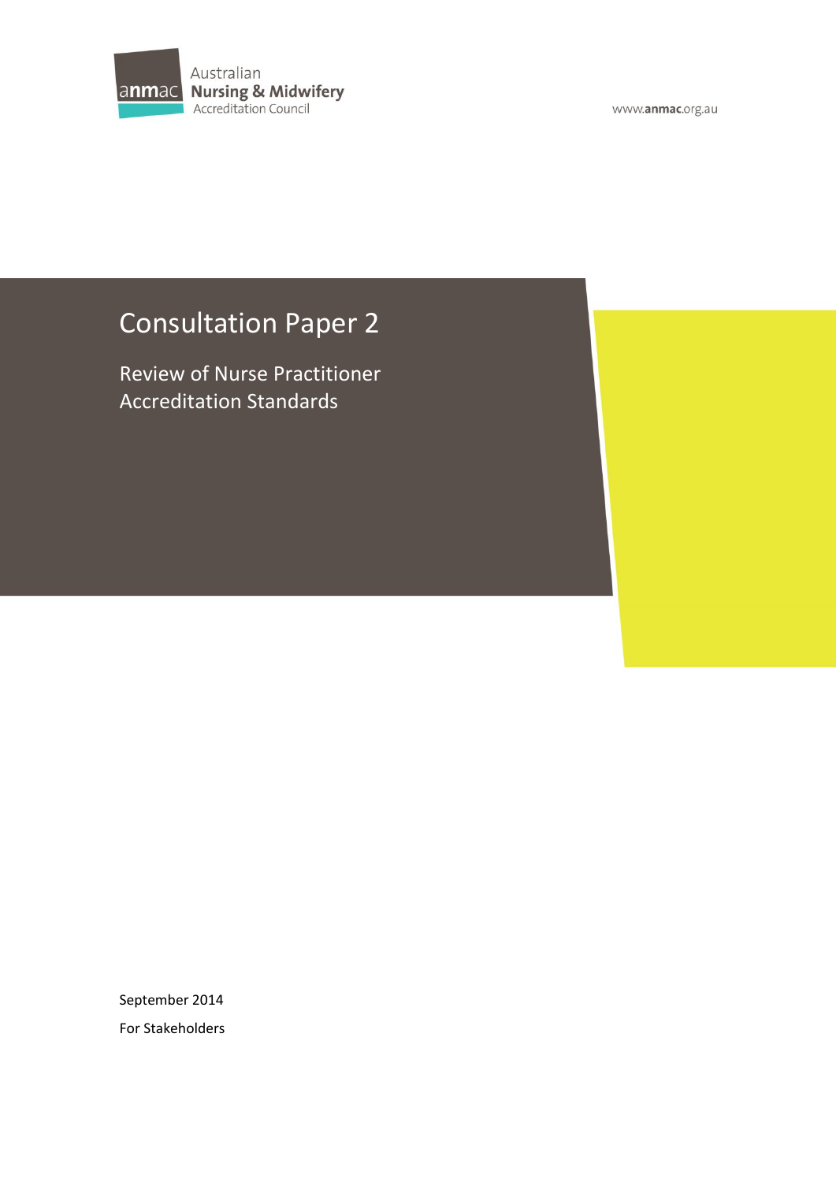Australian Nursing & Midwifery Accreditation Council

www.anmac.org.au

# Consultation Paper 2

## Review of Nurse Practitioner Accreditation Standards

September 2014

For Stakeholders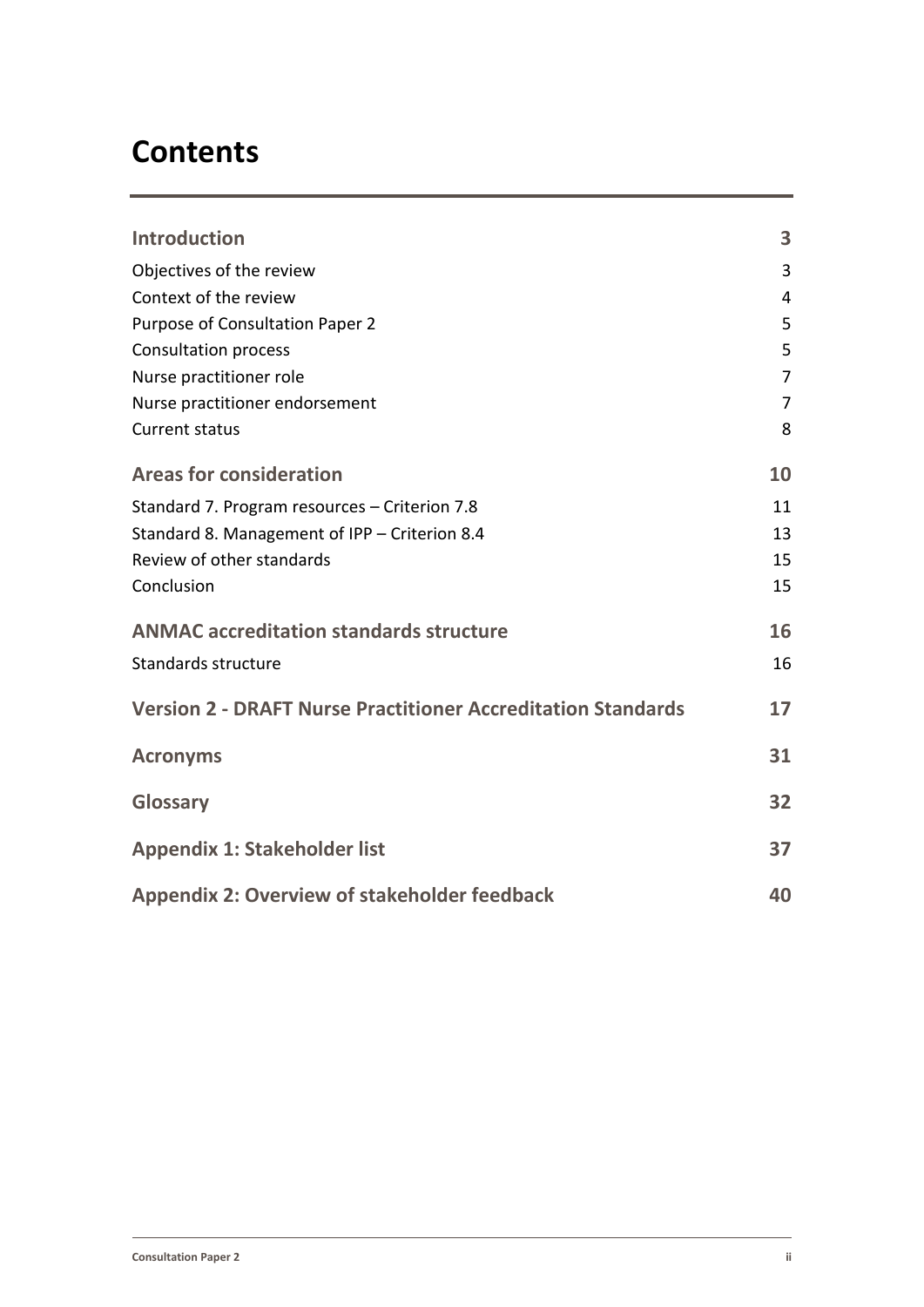# Contents

| | |
|---|---|
| **Introduction** | **3** |
| Objectives of the review | 3 |
| Context of the review | 4 |
| Purpose of Consultation Paper 2 | 5 |
| Consultation process | 5 |
| Nurse practitioner role | 7 |
| Nurse practitioner endorsement | 7 |
| Current status | 8 |
| **Areas for consideration** | **10** |
| Standard 7. Program resources – Criterion 7.8 | 11 |
| Standard 8. Management of IPP – Criterion 8.4 | 13 |
| Review of other standards | 15 |
| Conclusion | 15 |
| **ANMAC accreditation standards structure** | **16** |
| Standards structure | 16 |
| **Version 2 - DRAFT Nurse Practitioner Accreditation Standards** | **17** |
| **Acronyms** | **31** |
| **Glossary** | **32** |
| **Appendix 1: Stakeholder list** | **37** |
| **Appendix 2: Overview of stakeholder feedback** | **40** |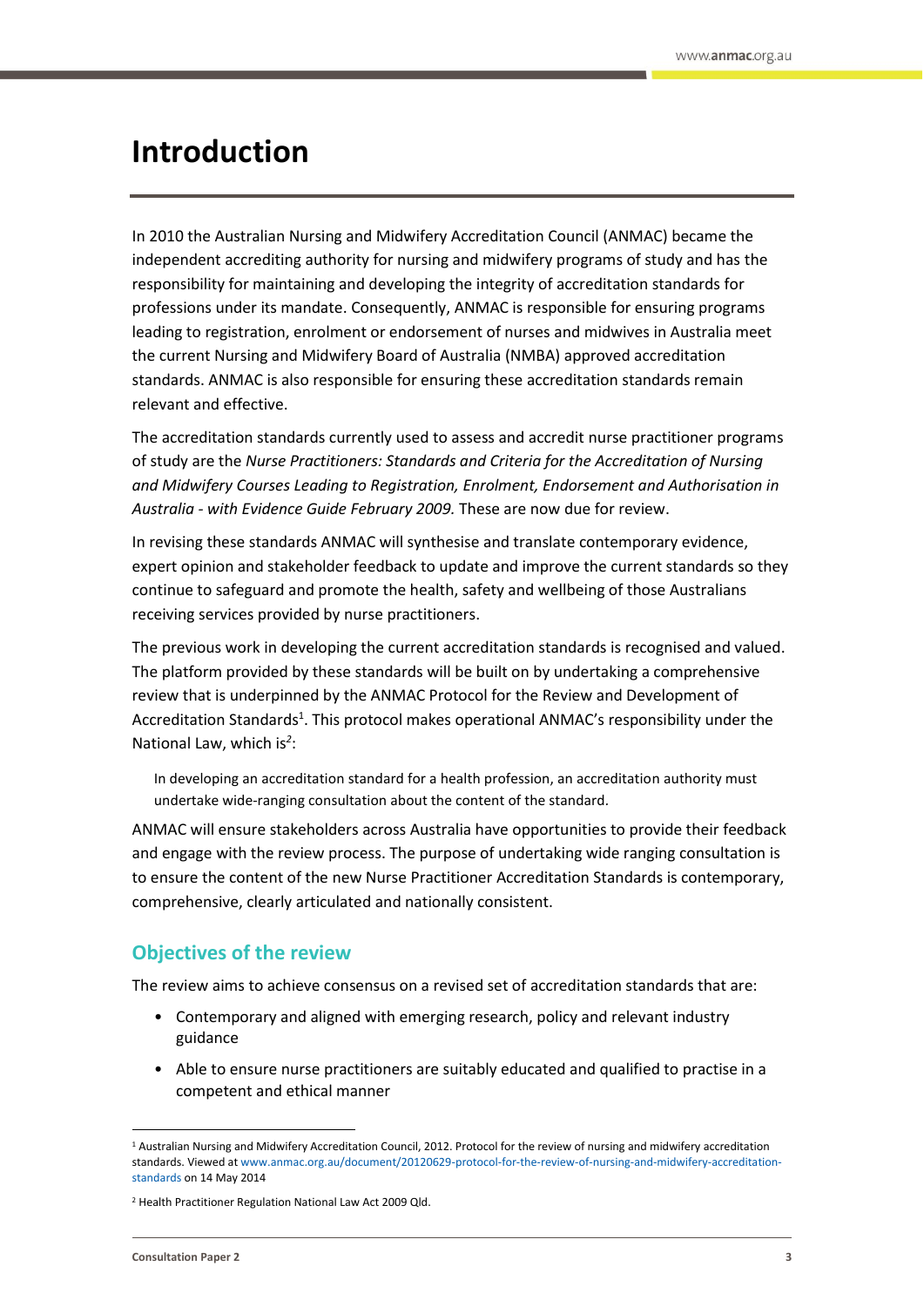# Introduction

In 2010 the Australian Nursing and Midwifery Accreditation Council (ANMAC) became the independent accrediting authority for nursing and midwifery programs of study and has the responsibility for maintaining and developing the integrity of accreditation standards for professions under its mandate. Consequently, ANMAC is responsible for ensuring programs leading to registration, enrolment or endorsement of nurses and midwives in Australia meet the current Nursing and Midwifery Board of Australia (NMBA) approved accreditation standards. ANMAC is also responsible for ensuring these accreditation standards remain relevant and effective.

The accreditation standards currently used to assess and accredit nurse practitioner programs of study are the *Nurse Practitioners: Standards and Criteria for the Accreditation of Nursing and Midwifery Courses Leading to Registration, Enrolment, Endorsement and Authorisation in Australia - with Evidence Guide February 2009.* These are now due for review.

In revising these standards ANMAC will synthesise and translate contemporary evidence, expert opinion and stakeholder feedback to update and improve the current standards so they continue to safeguard and promote the health, safety and wellbeing of those Australians receiving services provided by nurse practitioners.

The previous work in developing the current accreditation standards is recognised and valued. The platform provided by these standards will be built on by undertaking a comprehensive review that is underpinned by the ANMAC Protocol for the Review and Development of Accreditation Standards[1]. This protocol makes operational ANMAC's responsibility under the National Law, which is[2]:

> In developing an accreditation standard for a health profession, an accreditation authority must undertake wide-ranging consultation about the content of the standard.

ANMAC will ensure stakeholders across Australia have opportunities to provide their feedback and engage with the review process. The purpose of undertaking wide ranging consultation is to ensure the content of the new Nurse Practitioner Accreditation Standards is contemporary, comprehensive, clearly articulated and nationally consistent.

## Objectives of the review

The review aims to achieve consensus on a revised set of accreditation standards that are:

- Contemporary and aligned with emerging research, policy and relevant industry guidance
- Able to ensure nurse practitioners are suitably educated and qualified to practise in a competent and ethical manner

---

[1] Australian Nursing and Midwifery Accreditation Council, 2012. Protocol for the review of nursing and midwifery accreditation standards. Viewed at www.anmac.org.au/document/20120629-protocol-for-the-review-of-nursing-and-midwifery-accreditation-standards on 14 May 2014

[2] Health Practitioner Regulation National Law Act 2009 Qld.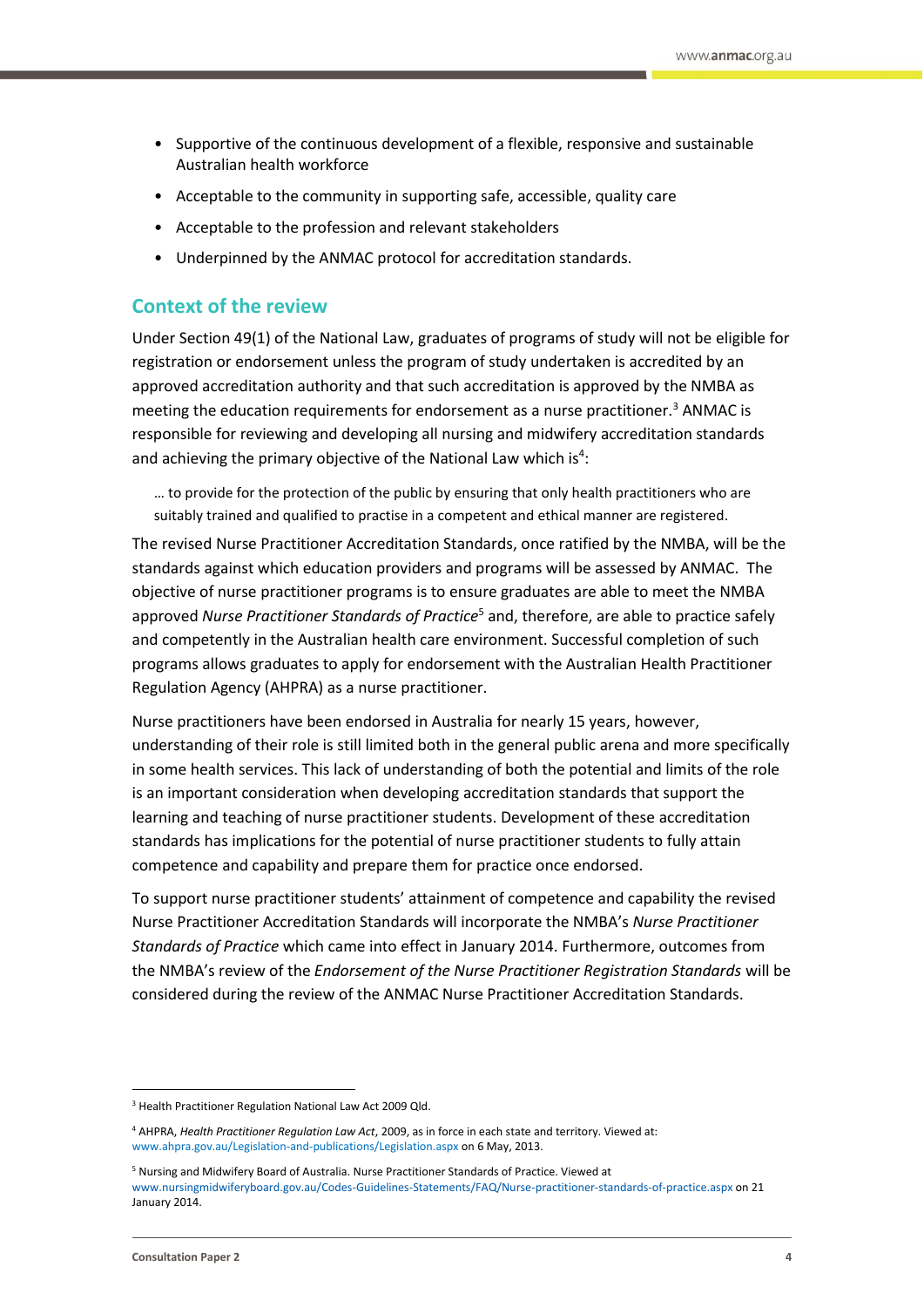- Supportive of the continuous development of a flexible, responsive and sustainable Australian health workforce
- Acceptable to the community in supporting safe, accessible, quality care
- Acceptable to the profession and relevant stakeholders
- Underpinned by the ANMAC protocol for accreditation standards.

## Context of the review

Under Section 49(1) of the National Law, graduates of programs of study will not be eligible for registration or endorsement unless the program of study undertaken is accredited by an approved accreditation authority and that such accreditation is approved by the NMBA as meeting the education requirements for endorsement as a nurse practitioner.[3] ANMAC is responsible for reviewing and developing all nursing and midwifery accreditation standards and achieving the primary objective of the National Law which is[4]:

> … to provide for the protection of the public by ensuring that only health practitioners who are suitably trained and qualified to practise in a competent and ethical manner are registered.

The revised Nurse Practitioner Accreditation Standards, once ratified by the NMBA, will be the standards against which education providers and programs will be assessed by ANMAC. The objective of nurse practitioner programs is to ensure graduates are able to meet the NMBA approved *Nurse Practitioner Standards of Practice*[5] and, therefore, are able to practice safely and competently in the Australian health care environment. Successful completion of such programs allows graduates to apply for endorsement with the Australian Health Practitioner Regulation Agency (AHPRA) as a nurse practitioner.

Nurse practitioners have been endorsed in Australia for nearly 15 years, however, understanding of their role is still limited both in the general public arena and more specifically in some health services. This lack of understanding of both the potential and limits of the role is an important consideration when developing accreditation standards that support the learning and teaching of nurse practitioner students. Development of these accreditation standards has implications for the potential of nurse practitioner students to fully attain competence and capability and prepare them for practice once endorsed.

To support nurse practitioner students' attainment of competence and capability the revised Nurse Practitioner Accreditation Standards will incorporate the NMBA's *Nurse Practitioner Standards of Practice* which came into effect in January 2014. Furthermore, outcomes from the NMBA's review of the *Endorsement of the Nurse Practitioner Registration Standards* will be considered during the review of the ANMAC Nurse Practitioner Accreditation Standards.

---

[3] Health Practitioner Regulation National Law Act 2009 Qld.

[4] AHPRA, *Health Practitioner Regulation Law Act*, 2009, as in force in each state and territory. Viewed at: www.ahpra.gov.au/Legislation-and-publications/Legislation.aspx on 6 May, 2013.

[5] Nursing and Midwifery Board of Australia. Nurse Practitioner Standards of Practice. Viewed at www.nursingmidwiferyboard.gov.au/Codes-Guidelines-Statements/FAQ/Nurse-practitioner-standards-of-practice.aspx on 21 January 2014.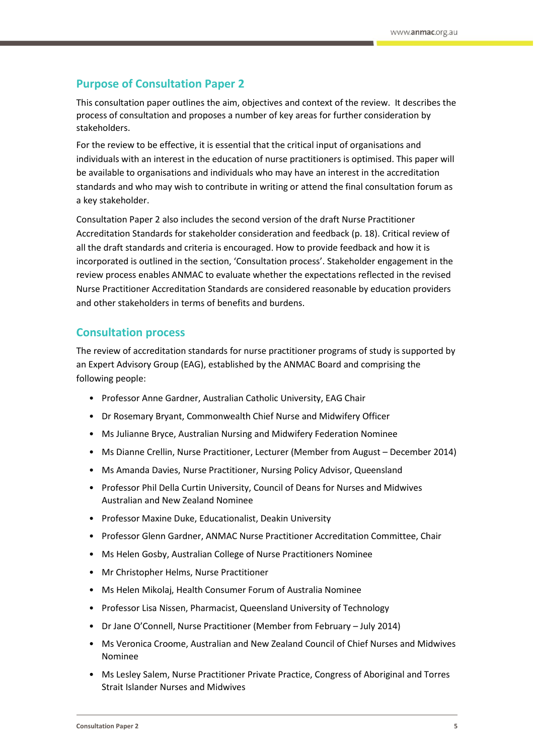## Purpose of Consultation Paper 2

This consultation paper outlines the aim, objectives and context of the review. It describes the process of consultation and proposes a number of key areas for further consideration by stakeholders.

For the review to be effective, it is essential that the critical input of organisations and individuals with an interest in the education of nurse practitioners is optimised. This paper will be available to organisations and individuals who may have an interest in the accreditation standards and who may wish to contribute in writing or attend the final consultation forum as a key stakeholder.

Consultation Paper 2 also includes the second version of the draft Nurse Practitioner Accreditation Standards for stakeholder consideration and feedback (p. 18). Critical review of all the draft standards and criteria is encouraged. How to provide feedback and how it is incorporated is outlined in the section, 'Consultation process'. Stakeholder engagement in the review process enables ANMAC to evaluate whether the expectations reflected in the revised Nurse Practitioner Accreditation Standards are considered reasonable by education providers and other stakeholders in terms of benefits and burdens.

## Consultation process

The review of accreditation standards for nurse practitioner programs of study is supported by an Expert Advisory Group (EAG), established by the ANMAC Board and comprising the following people:

- Professor Anne Gardner, Australian Catholic University, EAG Chair
- Dr Rosemary Bryant, Commonwealth Chief Nurse and Midwifery Officer
- Ms Julianne Bryce, Australian Nursing and Midwifery Federation Nominee
- Ms Dianne Crellin, Nurse Practitioner, Lecturer (Member from August – December 2014)
- Ms Amanda Davies, Nurse Practitioner, Nursing Policy Advisor, Queensland
- Professor Phil Della Curtin University, Council of Deans for Nurses and Midwives Australian and New Zealand Nominee
- Professor Maxine Duke, Educationalist, Deakin University
- Professor Glenn Gardner, ANMAC Nurse Practitioner Accreditation Committee, Chair
- Ms Helen Gosby, Australian College of Nurse Practitioners Nominee
- Mr Christopher Helms, Nurse Practitioner
- Ms Helen Mikolaj, Health Consumer Forum of Australia Nominee
- Professor Lisa Nissen, Pharmacist, Queensland University of Technology
- Dr Jane O'Connell, Nurse Practitioner (Member from February – July 2014)
- Ms Veronica Croome, Australian and New Zealand Council of Chief Nurses and Midwives Nominee
- Ms Lesley Salem, Nurse Practitioner Private Practice, Congress of Aboriginal and Torres Strait Islander Nurses and Midwives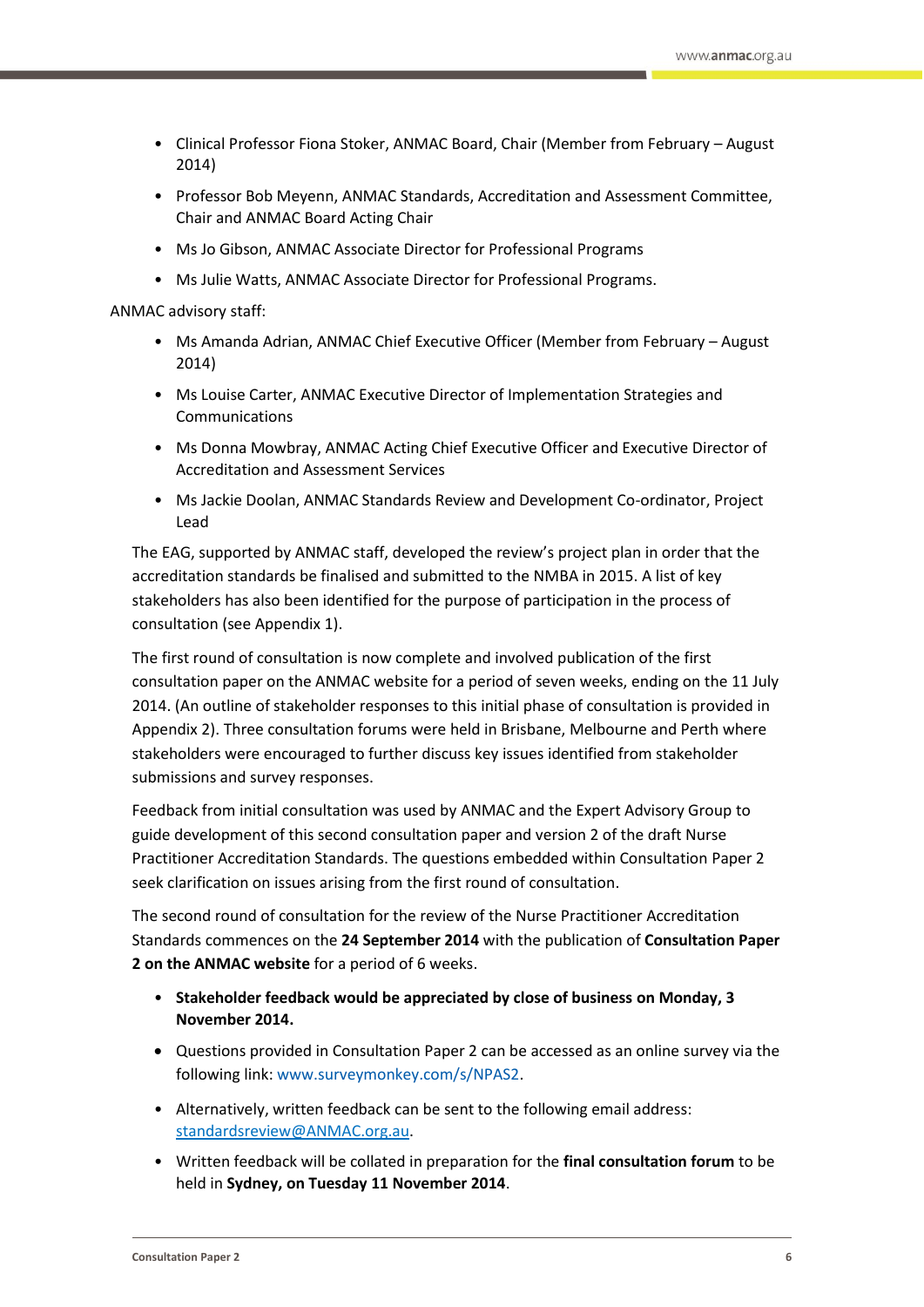- Clinical Professor Fiona Stoker, ANMAC Board, Chair (Member from February – August 2014)
- Professor Bob Meyenn, ANMAC Standards, Accreditation and Assessment Committee, Chair and ANMAC Board Acting Chair
- Ms Jo Gibson, ANMAC Associate Director for Professional Programs
- Ms Julie Watts, ANMAC Associate Director for Professional Programs.

ANMAC advisory staff:

- Ms Amanda Adrian, ANMAC Chief Executive Officer (Member from February – August 2014)
- Ms Louise Carter, ANMAC Executive Director of Implementation Strategies and Communications
- Ms Donna Mowbray, ANMAC Acting Chief Executive Officer and Executive Director of Accreditation and Assessment Services
- Ms Jackie Doolan, ANMAC Standards Review and Development Co-ordinator, Project Lead

The EAG, supported by ANMAC staff, developed the review's project plan in order that the accreditation standards be finalised and submitted to the NMBA in 2015. A list of key stakeholders has also been identified for the purpose of participation in the process of consultation (see Appendix 1).

The first round of consultation is now complete and involved publication of the first consultation paper on the ANMAC website for a period of seven weeks, ending on the 11 July 2014. (An outline of stakeholder responses to this initial phase of consultation is provided in Appendix 2). Three consultation forums were held in Brisbane, Melbourne and Perth where stakeholders were encouraged to further discuss key issues identified from stakeholder submissions and survey responses.

Feedback from initial consultation was used by ANMAC and the Expert Advisory Group to guide development of this second consultation paper and version 2 of the draft Nurse Practitioner Accreditation Standards. The questions embedded within Consultation Paper 2 seek clarification on issues arising from the first round of consultation.

The second round of consultation for the review of the Nurse Practitioner Accreditation Standards commences on the **24 September 2014** with the publication of **Consultation Paper 2 on the ANMAC website** for a period of 6 weeks.

- **Stakeholder feedback would be appreciated by close of business on Monday, 3 November 2014.**
- Questions provided in Consultation Paper 2 can be accessed as an online survey via the following link: www.surveymonkey.com/s/NPAS2.
- Alternatively, written feedback can be sent to the following email address: standardsreview@ANMAC.org.au.
- Written feedback will be collated in preparation for the **final consultation forum** to be held in **Sydney, on Tuesday 11 November 2014**.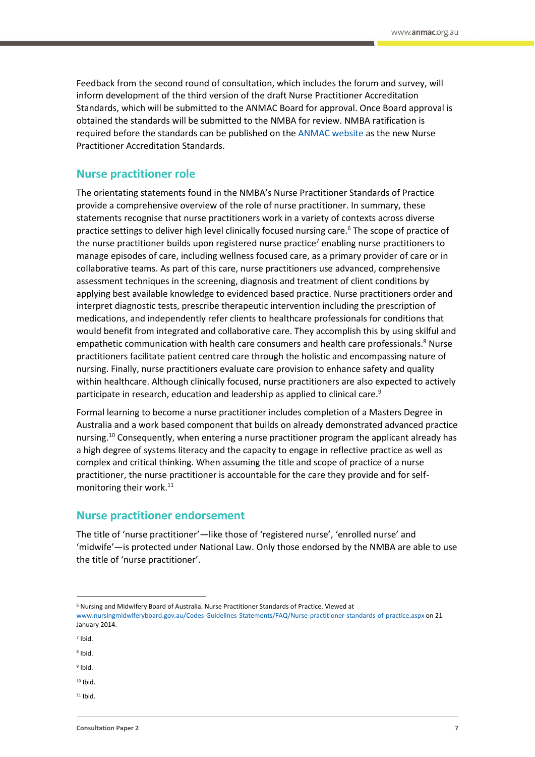Feedback from the second round of consultation, which includes the forum and survey, will inform development of the third version of the draft Nurse Practitioner Accreditation Standards, which will be submitted to the ANMAC Board for approval. Once Board approval is obtained the standards will be submitted to the NMBA for review. NMBA ratification is required before the standards can be published on the ANMAC website as the new Nurse Practitioner Accreditation Standards.

## Nurse practitioner role

The orientating statements found in the NMBA's Nurse Practitioner Standards of Practice provide a comprehensive overview of the role of nurse practitioner. In summary, these statements recognise that nurse practitioners work in a variety of contexts across diverse practice settings to deliver high level clinically focused nursing care.[6] The scope of practice of the nurse practitioner builds upon registered nurse practice[7] enabling nurse practitioners to manage episodes of care, including wellness focused care, as a primary provider of care or in collaborative teams. As part of this care, nurse practitioners use advanced, comprehensive assessment techniques in the screening, diagnosis and treatment of client conditions by applying best available knowledge to evidenced based practice. Nurse practitioners order and interpret diagnostic tests, prescribe therapeutic intervention including the prescription of medications, and independently refer clients to healthcare professionals for conditions that would benefit from integrated and collaborative care. They accomplish this by using skilful and empathetic communication with health care consumers and health care professionals.[8] Nurse practitioners facilitate patient centred care through the holistic and encompassing nature of nursing. Finally, nurse practitioners evaluate care provision to enhance safety and quality within healthcare. Although clinically focused, nurse practitioners are also expected to actively participate in research, education and leadership as applied to clinical care.[9]

Formal learning to become a nurse practitioner includes completion of a Masters Degree in Australia and a work based component that builds on already demonstrated advanced practice nursing.[10] Consequently, when entering a nurse practitioner program the applicant already has a high degree of systems literacy and the capacity to engage in reflective practice as well as complex and critical thinking. When assuming the title and scope of practice of a nurse practitioner, the nurse practitioner is accountable for the care they provide and for self-monitoring their work.[11]

## Nurse practitioner endorsement

The title of 'nurse practitioner'—like those of 'registered nurse', 'enrolled nurse' and 'midwife'—is protected under National Law. Only those endorsed by the NMBA are able to use the title of 'nurse practitioner'.

---

[6] Nursing and Midwifery Board of Australia. Nurse Practitioner Standards of Practice. Viewed at www.nursingmidwiferyboard.gov.au/Codes-Guidelines-Statements/FAQ/Nurse-practitioner-standards-of-practice.aspx on 21 January 2014.

[7] Ibid.

[8] Ibid.

[9] Ibid.

[10] Ibid.

[11] Ibid.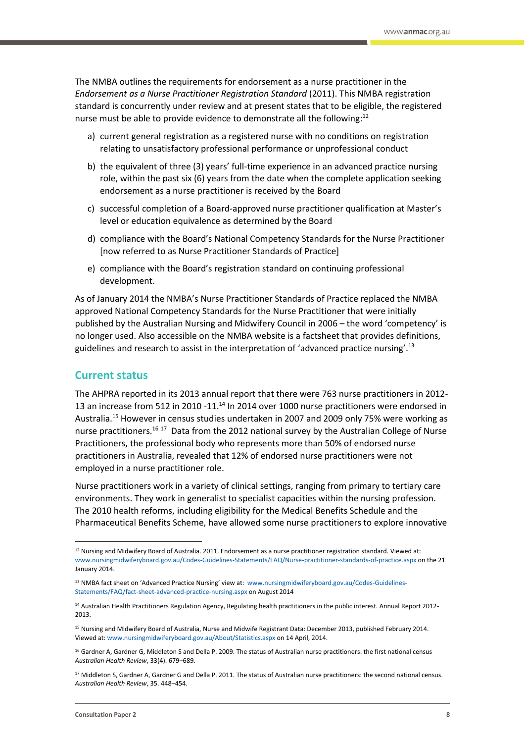The NMBA outlines the requirements for endorsement as a nurse practitioner in the *Endorsement as a Nurse Practitioner Registration Standard* (2011). This NMBA registration standard is concurrently under review and at present states that to be eligible, the registered nurse must be able to provide evidence to demonstrate all the following:[12]

a) current general registration as a registered nurse with no conditions on registration relating to unsatisfactory professional performance or unprofessional conduct

b) the equivalent of three (3) years' full-time experience in an advanced practice nursing role, within the past six (6) years from the date when the complete application seeking endorsement as a nurse practitioner is received by the Board

c) successful completion of a Board-approved nurse practitioner qualification at Master's level or education equivalence as determined by the Board

d) compliance with the Board's National Competency Standards for the Nurse Practitioner [now referred to as Nurse Practitioner Standards of Practice]

e) compliance with the Board's registration standard on continuing professional development.

As of January 2014 the NMBA's Nurse Practitioner Standards of Practice replaced the NMBA approved National Competency Standards for the Nurse Practitioner that were initially published by the Australian Nursing and Midwifery Council in 2006 – the word 'competency' is no longer used. Also accessible on the NMBA website is a factsheet that provides definitions, guidelines and research to assist in the interpretation of 'advanced practice nursing'.[13]

## Current status

The AHPRA reported in its 2013 annual report that there were 763 nurse practitioners in 2012-13 an increase from 512 in 2010 -11.[14] In 2014 over 1000 nurse practitioners were endorsed in Australia.[15] However in census studies undertaken in 2007 and 2009 only 75% were working as nurse practitioners.[16] [17] Data from the 2012 national survey by the Australian College of Nurse Practitioners, the professional body who represents more than 50% of endorsed nurse practitioners in Australia, revealed that 12% of endorsed nurse practitioners were not employed in a nurse practitioner role.

Nurse practitioners work in a variety of clinical settings, ranging from primary to tertiary care environments. They work in generalist to specialist capacities within the nursing profession. The 2010 health reforms, including eligibility for the Medical Benefits Schedule and the Pharmaceutical Benefits Scheme, have allowed some nurse practitioners to explore innovative

---

[12] Nursing and Midwifery Board of Australia. 2011. Endorsement as a nurse practitioner registration standard. Viewed at: www.nursingmidwiferyboard.gov.au/Codes-Guidelines-Statements/FAQ/Nurse-practitioner-standards-of-practice.aspx on the 21 January 2014.

[13] NMBA fact sheet on 'Advanced Practice Nursing' view at: www.nursingmidwiferyboard.gov.au/Codes-Guidelines-Statements/FAQ/fact-sheet-advanced-practice-nursing.aspx on August 2014

[14] Australian Health Practitioners Regulation Agency, Regulating health practitioners in the public interest. Annual Report 2012-2013.

[15] Nursing and Midwifery Board of Australia, Nurse and Midwife Registrant Data: December 2013, published February 2014. Viewed at: www.nursingmidwiferyboard.gov.au/About/Statistics.aspx on 14 April, 2014.

[16] Gardner A, Gardner G, Middleton S and Della P. 2009. The status of Australian nurse practitioners: the first national census *Australian Health Review*, 33(4). 679–689.

[17] Middleton S, Gardner A, Gardner G and Della P. 2011. The status of Australian nurse practitioners: the second national census. *Australian Health Review*, 35. 448–454.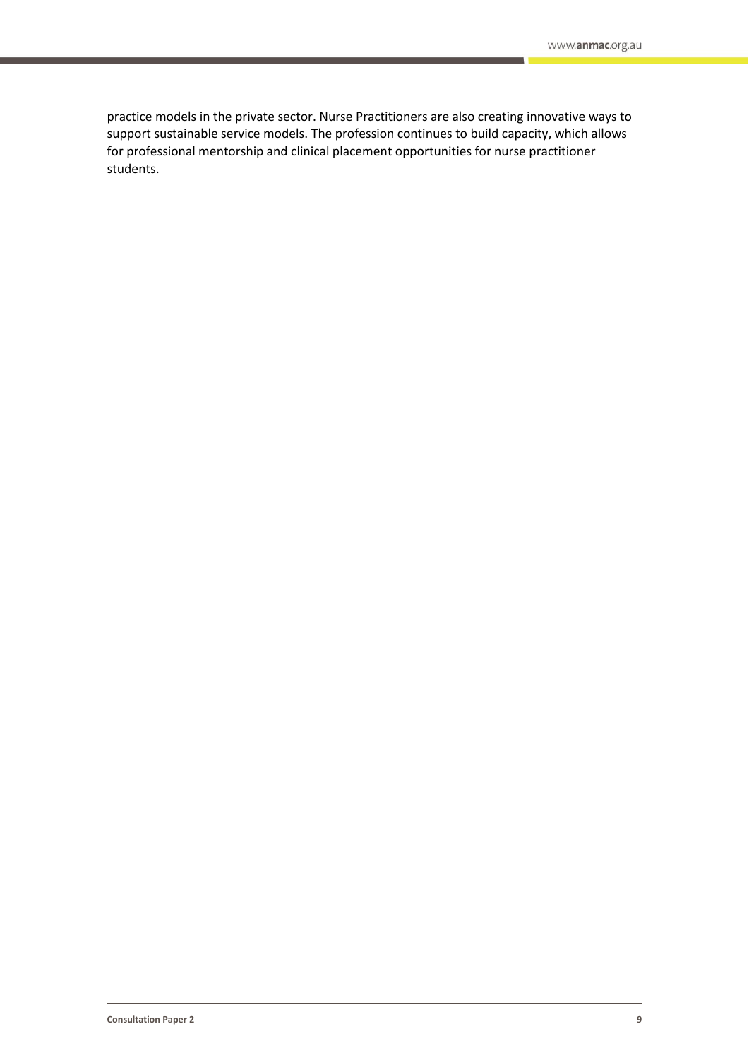practice models in the private sector. Nurse Practitioners are also creating innovative ways to support sustainable service models. The profession continues to build capacity, which allows for professional mentorship and clinical placement opportunities for nurse practitioner students.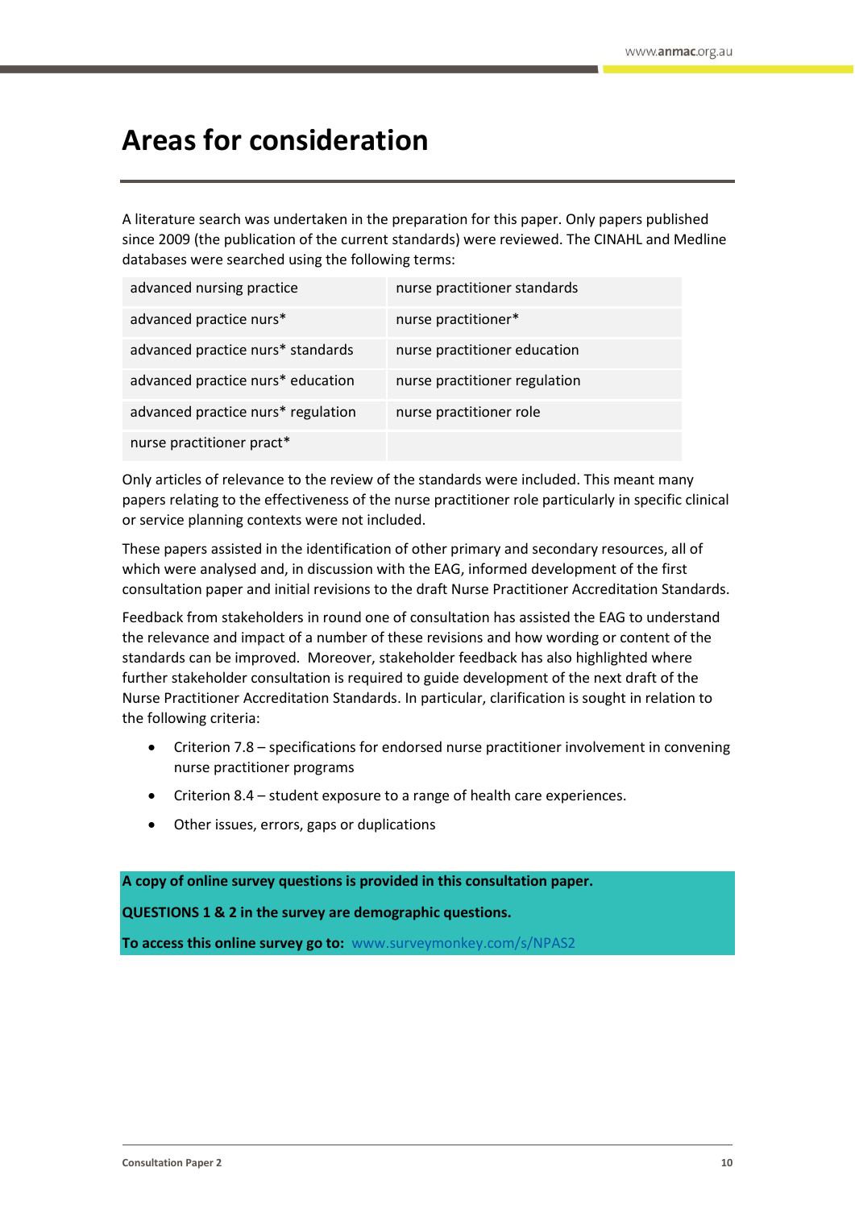# Areas for consideration

A literature search was undertaken in the preparation for this paper. Only papers published since 2009 (the publication of the current standards) were reviewed. The CINAHL and Medline databases were searched using the following terms:

| | |
|---|---|
| advanced nursing practice | nurse practitioner standards |
| advanced practice nurs* | nurse practitioner* |
| advanced practice nurs* standards | nurse practitioner education |
| advanced practice nurs* education | nurse practitioner regulation |
| advanced practice nurs* regulation | nurse practitioner role |
| nurse practitioner pract* | |

Only articles of relevance to the review of the standards were included. This meant many papers relating to the effectiveness of the nurse practitioner role particularly in specific clinical or service planning contexts were not included.

These papers assisted in the identification of other primary and secondary resources, all of which were analysed and, in discussion with the EAG, informed development of the first consultation paper and initial revisions to the draft Nurse Practitioner Accreditation Standards.

Feedback from stakeholders in round one of consultation has assisted the EAG to understand the relevance and impact of a number of these revisions and how wording or content of the standards can be improved. Moreover, stakeholder feedback has also highlighted where further stakeholder consultation is required to guide development of the next draft of the Nurse Practitioner Accreditation Standards. In particular, clarification is sought in relation to the following criteria:

- Criterion 7.8 – specifications for endorsed nurse practitioner involvement in convening nurse practitioner programs
- Criterion 8.4 – student exposure to a range of health care experiences.
- Other issues, errors, gaps or duplications

**A copy of online survey questions is provided in this consultation paper.**

**QUESTIONS 1 & 2 in the survey are demographic questions.**

**To access this online survey go to:** www.surveymonkey.com/s/NPAS2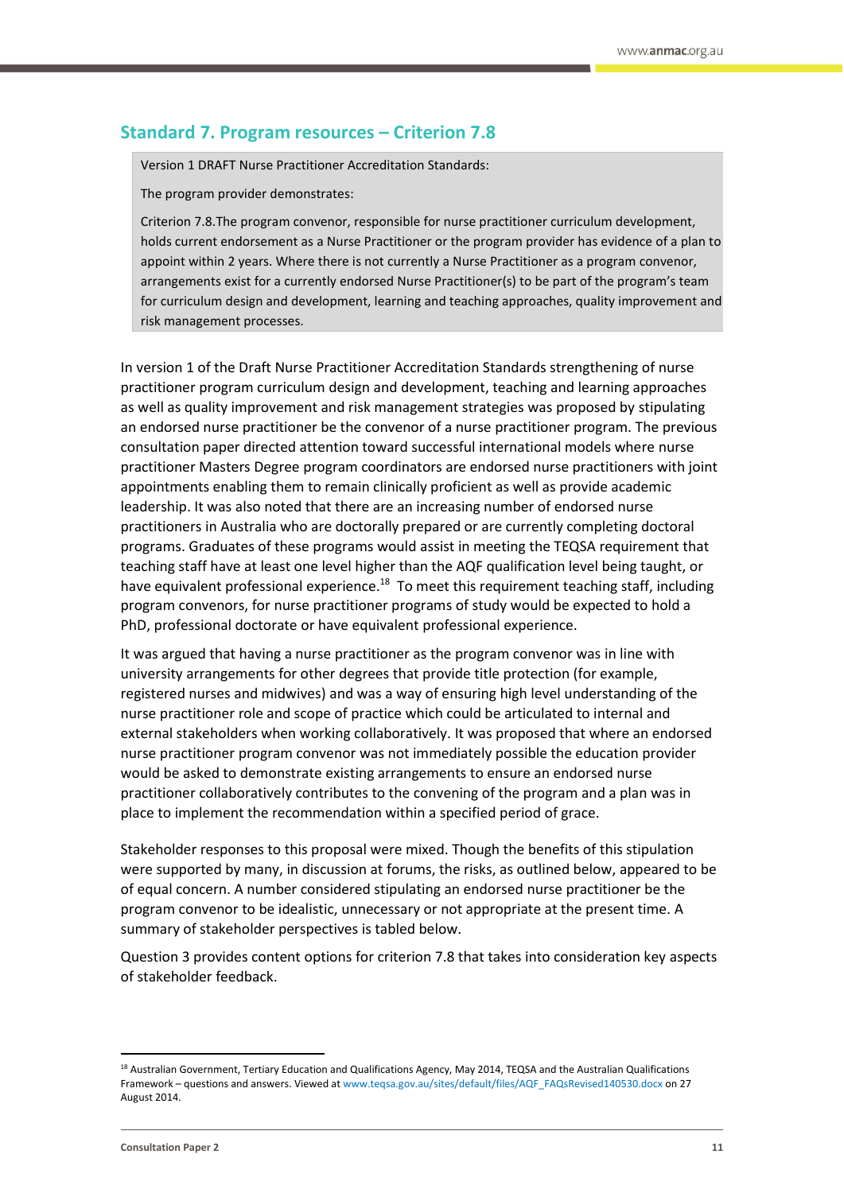## Standard 7. Program resources – Criterion 7.8

> Version 1 DRAFT Nurse Practitioner Accreditation Standards:
>
> The program provider demonstrates:
>
> Criterion 7.8.The program convenor, responsible for nurse practitioner curriculum development, holds current endorsement as a Nurse Practitioner or the program provider has evidence of a plan to appoint within 2 years. Where there is not currently a Nurse Practitioner as a program convenor, arrangements exist for a currently endorsed Nurse Practitioner(s) to be part of the program's team for curriculum design and development, learning and teaching approaches, quality improvement and risk management processes.

In version 1 of the Draft Nurse Practitioner Accreditation Standards strengthening of nurse practitioner program curriculum design and development, teaching and learning approaches as well as quality improvement and risk management strategies was proposed by stipulating an endorsed nurse practitioner be the convenor of a nurse practitioner program. The previous consultation paper directed attention toward successful international models where nurse practitioner Masters Degree program coordinators are endorsed nurse practitioners with joint appointments enabling them to remain clinically proficient as well as provide academic leadership. It was also noted that there are an increasing number of endorsed nurse practitioners in Australia who are doctorally prepared or are currently completing doctoral programs. Graduates of these programs would assist in meeting the TEQSA requirement that teaching staff have at least one level higher than the AQF qualification level being taught, or have equivalent professional experience.[18] To meet this requirement teaching staff, including program convenors, for nurse practitioner programs of study would be expected to hold a PhD, professional doctorate or have equivalent professional experience.

It was argued that having a nurse practitioner as the program convenor was in line with university arrangements for other degrees that provide title protection (for example, registered nurses and midwives) and was a way of ensuring high level understanding of the nurse practitioner role and scope of practice which could be articulated to internal and external stakeholders when working collaboratively. It was proposed that where an endorsed nurse practitioner program convenor was not immediately possible the education provider would be asked to demonstrate existing arrangements to ensure an endorsed nurse practitioner collaboratively contributes to the convening of the program and a plan was in place to implement the recommendation within a specified period of grace.

Stakeholder responses to this proposal were mixed. Though the benefits of this stipulation were supported by many, in discussion at forums, the risks, as outlined below, appeared to be of equal concern. A number considered stipulating an endorsed nurse practitioner be the program convenor to be idealistic, unnecessary or not appropriate at the present time. A summary of stakeholder perspectives is tabled below.

Question 3 provides content options for criterion 7.8 that takes into consideration key aspects of stakeholder feedback.

---

[18] Australian Government, Tertiary Education and Qualifications Agency, May 2014, TEQSA and the Australian Qualifications Framework – questions and answers. Viewed at www.teqsa.gov.au/sites/default/files/AQF_FAQsRevised140530.docx on 27 August 2014.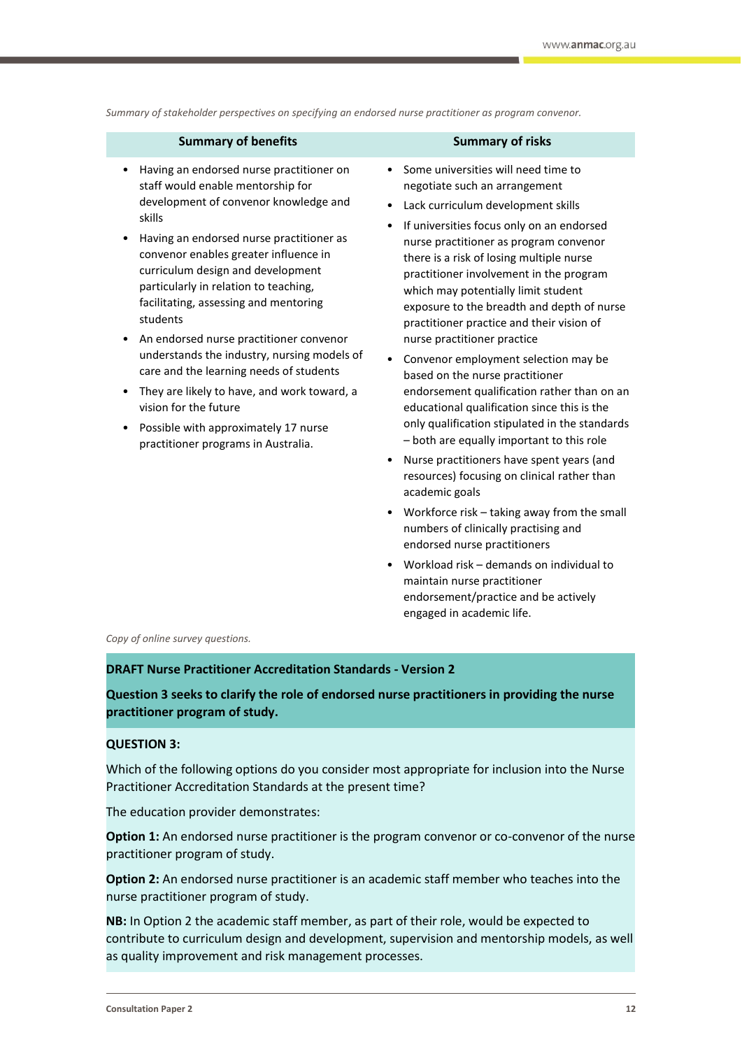*Summary of stakeholder perspectives on specifying an endorsed nurse practitioner as program convenor.*

| Summary of benefits | Summary of risks |
|---|---|
| • Having an endorsed nurse practitioner on staff would enable mentorship for development of convenor knowledge and skills<br>• Having an endorsed nurse practitioner as convenor enables greater influence in curriculum design and development particularly in relation to teaching, facilitating, assessing and mentoring students<br>• An endorsed nurse practitioner convenor understands the industry, nursing models of care and the learning needs of students<br>• They are likely to have, and work toward, a vision for the future<br>• Possible with approximately 17 nurse practitioner programs in Australia. | • Some universities will need time to negotiate such an arrangement<br>• Lack curriculum development skills<br>• If universities focus only on an endorsed nurse practitioner as program convenor there is a risk of losing multiple nurse practitioner involvement in the program which may potentially limit student exposure to the breadth and depth of nurse practitioner practice and their vision of nurse practitioner practice<br>• Convenor employment selection may be based on the nurse practitioner endorsement qualification rather than on an educational qualification since this is the only qualification stipulated in the standards – both are equally important to this role<br>• Nurse practitioners have spent years (and resources) focusing on clinical rather than academic goals<br>• Workforce risk – taking away from the small numbers of clinically practising and endorsed nurse practitioners<br>• Workload risk – demands on individual to maintain nurse practitioner endorsement/practice and be actively engaged in academic life. |

*Copy of online survey questions.*

**DRAFT Nurse Practitioner Accreditation Standards - Version 2**

**Question 3 seeks to clarify the role of endorsed nurse practitioners in providing the nurse practitioner program of study.**

**QUESTION 3:**

Which of the following options do you consider most appropriate for inclusion into the Nurse Practitioner Accreditation Standards at the present time?

The education provider demonstrates:

**Option 1:** An endorsed nurse practitioner is the program convenor or co-convenor of the nurse practitioner program of study.

**Option 2:** An endorsed nurse practitioner is an academic staff member who teaches into the nurse practitioner program of study.

**NB:** In Option 2 the academic staff member, as part of their role, would be expected to contribute to curriculum design and development, supervision and mentorship models, as well as quality improvement and risk management processes.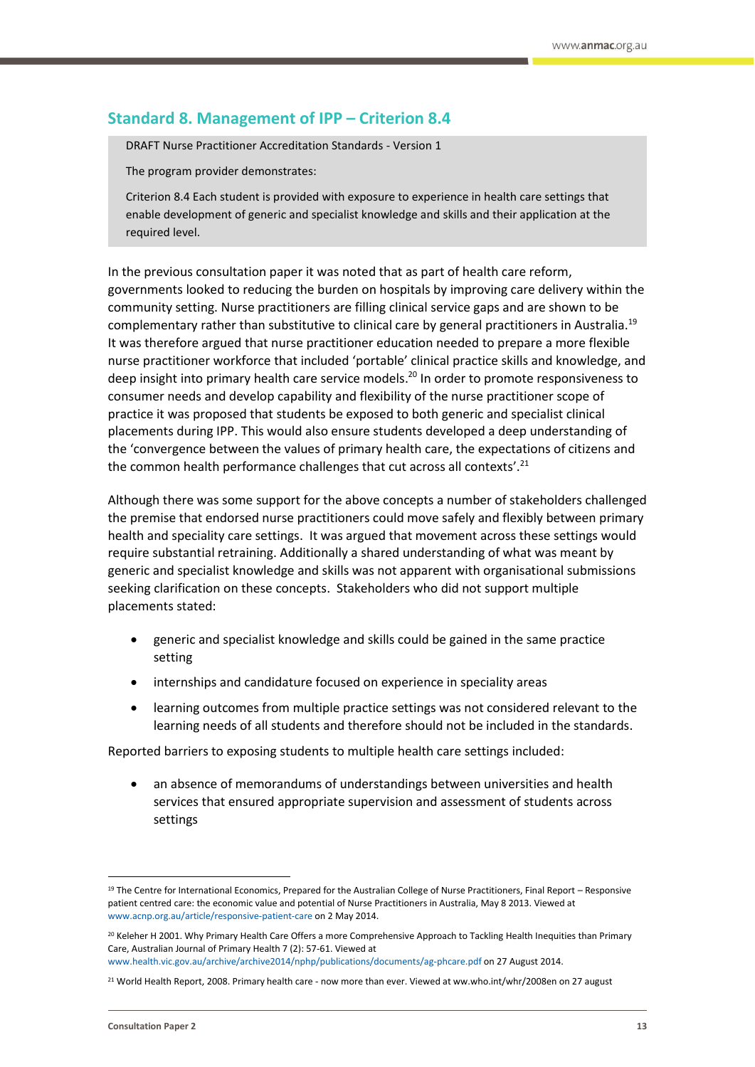## Standard 8. Management of IPP – Criterion 8.4

> DRAFT Nurse Practitioner Accreditation Standards - Version 1
>
> The program provider demonstrates:
>
> Criterion 8.4 Each student is provided with exposure to experience in health care settings that enable development of generic and specialist knowledge and skills and their application at the required level.

In the previous consultation paper it was noted that as part of health care reform, governments looked to reducing the burden on hospitals by improving care delivery within the community setting. Nurse practitioners are filling clinical service gaps and are shown to be complementary rather than substitutive to clinical care by general practitioners in Australia.[19] It was therefore argued that nurse practitioner education needed to prepare a more flexible nurse practitioner workforce that included 'portable' clinical practice skills and knowledge, and deep insight into primary health care service models.[20] In order to promote responsiveness to consumer needs and develop capability and flexibility of the nurse practitioner scope of practice it was proposed that students be exposed to both generic and specialist clinical placements during IPP. This would also ensure students developed a deep understanding of the 'convergence between the values of primary health care, the expectations of citizens and the common health performance challenges that cut across all contexts'.[21]

Although there was some support for the above concepts a number of stakeholders challenged the premise that endorsed nurse practitioners could move safely and flexibly between primary health and speciality care settings. It was argued that movement across these settings would require substantial retraining. Additionally a shared understanding of what was meant by generic and specialist knowledge and skills was not apparent with organisational submissions seeking clarification on these concepts. Stakeholders who did not support multiple placements stated:

- generic and specialist knowledge and skills could be gained in the same practice setting
- internships and candidature focused on experience in speciality areas
- learning outcomes from multiple practice settings was not considered relevant to the learning needs of all students and therefore should not be included in the standards.

Reported barriers to exposing students to multiple health care settings included:

- an absence of memorandums of understandings between universities and health services that ensured appropriate supervision and assessment of students across settings

---

[19] The Centre for International Economics, Prepared for the Australian College of Nurse Practitioners, Final Report – Responsive patient centred care: the economic value and potential of Nurse Practitioners in Australia, May 8 2013. Viewed at www.acnp.org.au/article/responsive-patient-care on 2 May 2014.

[20] Keleher H 2001. Why Primary Health Care Offers a more Comprehensive Approach to Tackling Health Inequities than Primary Care, Australian Journal of Primary Health 7 (2): 57-61. Viewed at www.health.vic.gov.au/archive/archive2014/nphp/publications/documents/ag-phcare.pdf on 27 August 2014.

[21] World Health Report, 2008. Primary health care - now more than ever. Viewed at ww.who.int/whr/2008en on 27 august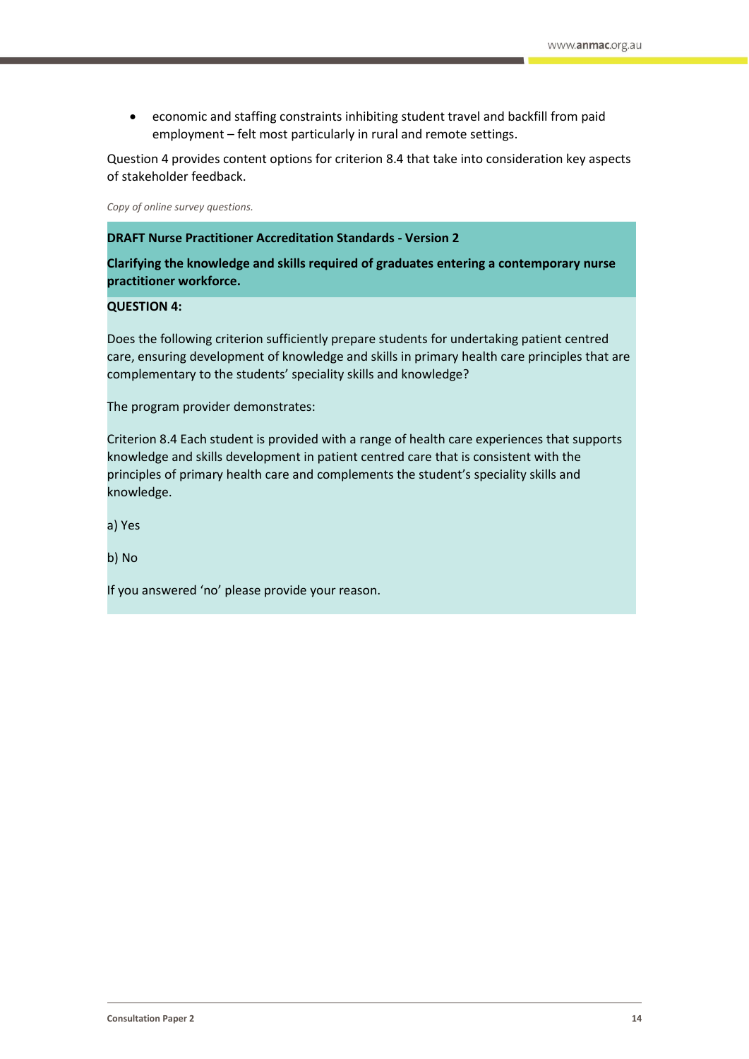- economic and staffing constraints inhibiting student travel and backfill from paid employment – felt most particularly in rural and remote settings.

Question 4 provides content options for criterion 8.4 that take into consideration key aspects of stakeholder feedback.

*Copy of online survey questions.*

**DRAFT Nurse Practitioner Accreditation Standards - Version 2**

**Clarifying the knowledge and skills required of graduates entering a contemporary nurse practitioner workforce.**

**QUESTION 4:**

Does the following criterion sufficiently prepare students for undertaking patient centred care, ensuring development of knowledge and skills in primary health care principles that are complementary to the students' speciality skills and knowledge?

The program provider demonstrates:

Criterion 8.4 Each student is provided with a range of health care experiences that supports knowledge and skills development in patient centred care that is consistent with the principles of primary health care and complements the student's speciality skills and knowledge.

a) Yes

b) No

If you answered 'no' please provide your reason.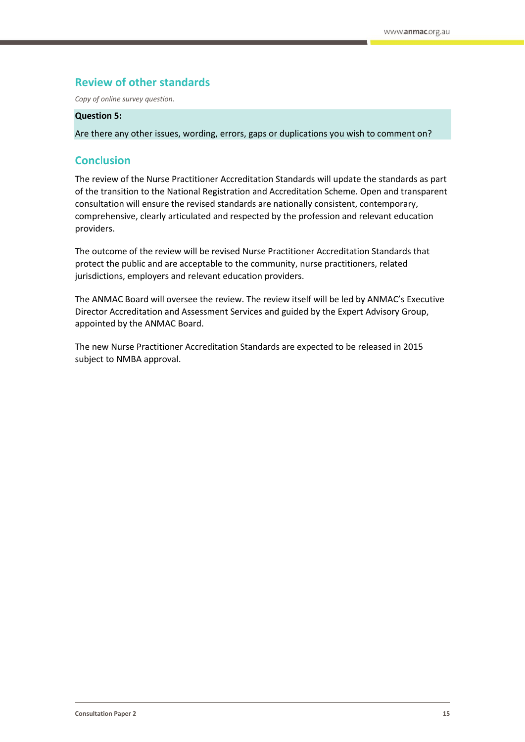## Review of other standards

*Copy of online survey question.*

**Question 5:**

Are there any other issues, wording, errors, gaps or duplications you wish to comment on?

## Conclusion

The review of the Nurse Practitioner Accreditation Standards will update the standards as part of the transition to the National Registration and Accreditation Scheme. Open and transparent consultation will ensure the revised standards are nationally consistent, contemporary, comprehensive, clearly articulated and respected by the profession and relevant education providers.

The outcome of the review will be revised Nurse Practitioner Accreditation Standards that protect the public and are acceptable to the community, nurse practitioners, related jurisdictions, employers and relevant education providers.

The ANMAC Board will oversee the review. The review itself will be led by ANMAC's Executive Director Accreditation and Assessment Services and guided by the Expert Advisory Group, appointed by the ANMAC Board.

The new Nurse Practitioner Accreditation Standards are expected to be released in 2015 subject to NMBA approval.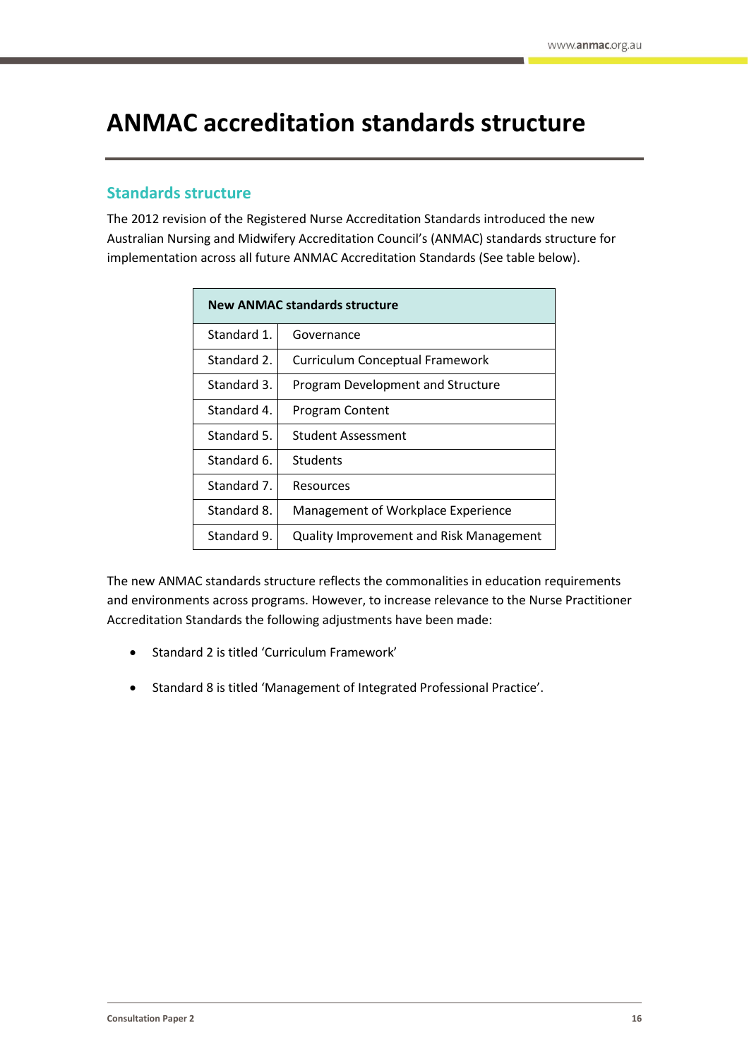# ANMAC accreditation standards structure

## Standards structure

The 2012 revision of the Registered Nurse Accreditation Standards introduced the new Australian Nursing and Midwifery Accreditation Council's (ANMAC) standards structure for implementation across all future ANMAC Accreditation Standards (See table below).

| New ANMAC standards structure | |
|---|---|
| Standard 1. | Governance |
| Standard 2. | Curriculum Conceptual Framework |
| Standard 3. | Program Development and Structure |
| Standard 4. | Program Content |
| Standard 5. | Student Assessment |
| Standard 6. | Students |
| Standard 7. | Resources |
| Standard 8. | Management of Workplace Experience |
| Standard 9. | Quality Improvement and Risk Management |

The new ANMAC standards structure reflects the commonalities in education requirements and environments across programs. However, to increase relevance to the Nurse Practitioner Accreditation Standards the following adjustments have been made:

- Standard 2 is titled 'Curriculum Framework'
- Standard 8 is titled 'Management of Integrated Professional Practice'.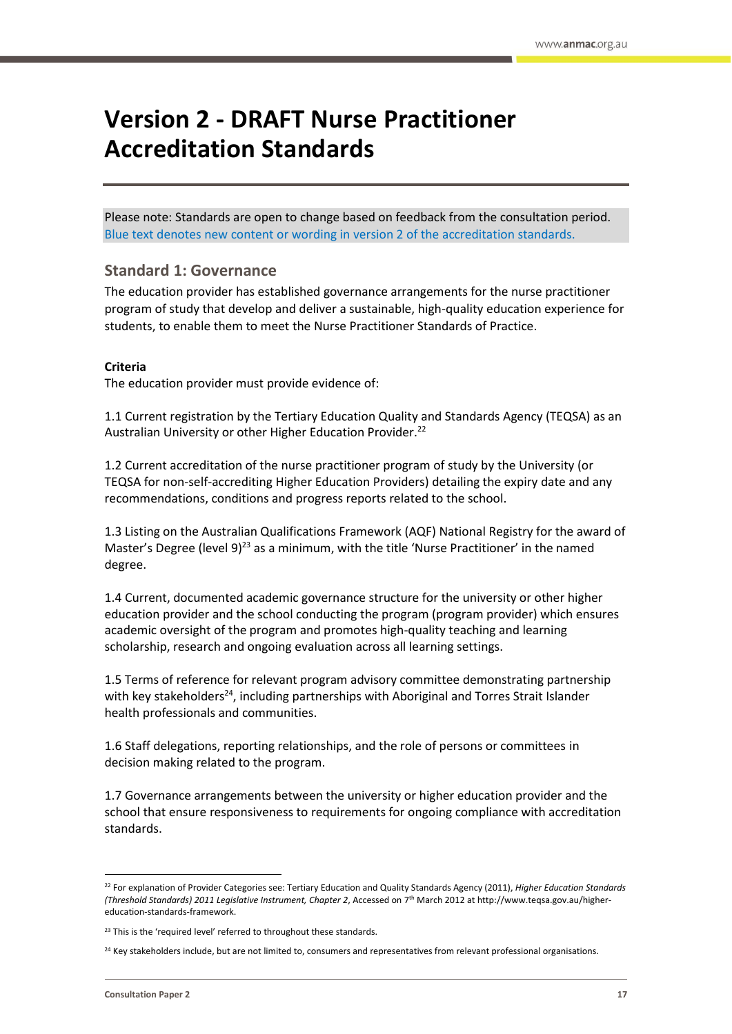# Version 2 - DRAFT Nurse Practitioner Accreditation Standards

Please note: Standards are open to change based on feedback from the consultation period. Blue text denotes new content or wording in version 2 of the accreditation standards.

## Standard 1: Governance

The education provider has established governance arrangements for the nurse practitioner program of study that develop and deliver a sustainable, high-quality education experience for students, to enable them to meet the Nurse Practitioner Standards of Practice.

**Criteria**

The education provider must provide evidence of:

1.1 Current registration by the Tertiary Education Quality and Standards Agency (TEQSA) as an Australian University or other Higher Education Provider.[22]

1.2 Current accreditation of the nurse practitioner program of study by the University (or TEQSA for non-self-accrediting Higher Education Providers) detailing the expiry date and any recommendations, conditions and progress reports related to the school.

1.3 Listing on the Australian Qualifications Framework (AQF) National Registry for the award of Master's Degree (level 9)[23] as a minimum, with the title 'Nurse Practitioner' in the named degree.

1.4 Current, documented academic governance structure for the university or other higher education provider and the school conducting the program (program provider) which ensures academic oversight of the program and promotes high-quality teaching and learning scholarship, research and ongoing evaluation across all learning settings.

1.5 Terms of reference for relevant program advisory committee demonstrating partnership with key stakeholders[24], including partnerships with Aboriginal and Torres Strait Islander health professionals and communities.

1.6 Staff delegations, reporting relationships, and the role of persons or committees in decision making related to the program.

1.7 Governance arrangements between the university or higher education provider and the school that ensure responsiveness to requirements for ongoing compliance with accreditation standards.

---

[22] For explanation of Provider Categories see: Tertiary Education and Quality Standards Agency (2011), *Higher Education Standards (Threshold Standards) 2011 Legislative Instrument, Chapter 2*, Accessed on 7th March 2012 at http://www.teqsa.gov.au/higher-education-standards-framework.

[23] This is the 'required level' referred to throughout these standards.

[24] Key stakeholders include, but are not limited to, consumers and representatives from relevant professional organisations.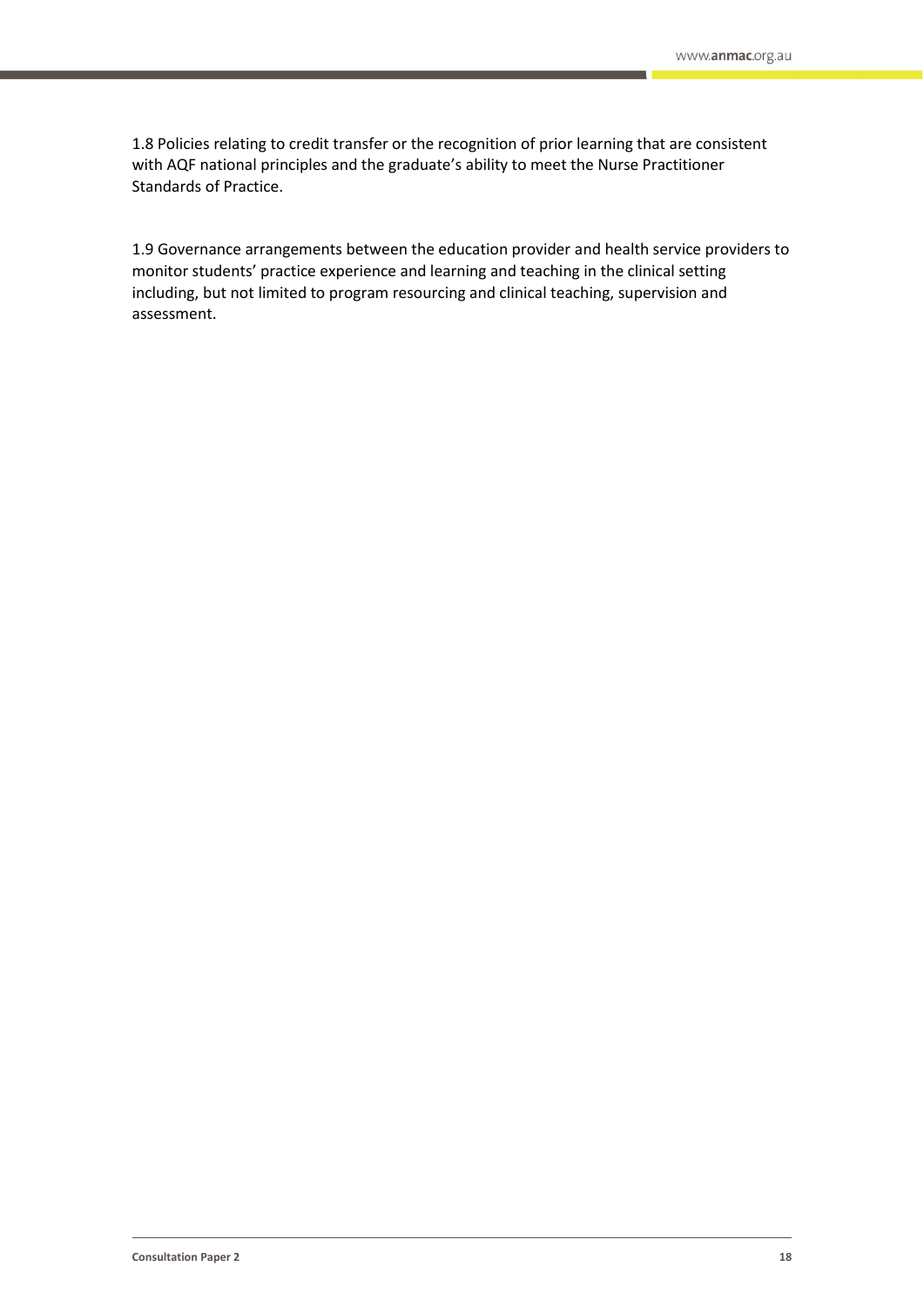1.8 Policies relating to credit transfer or the recognition of prior learning that are consistent with AQF national principles and the graduate's ability to meet the Nurse Practitioner Standards of Practice.

1.9 Governance arrangements between the education provider and health service providers to monitor students' practice experience and learning and teaching in the clinical setting including, but not limited to program resourcing and clinical teaching, supervision and assessment.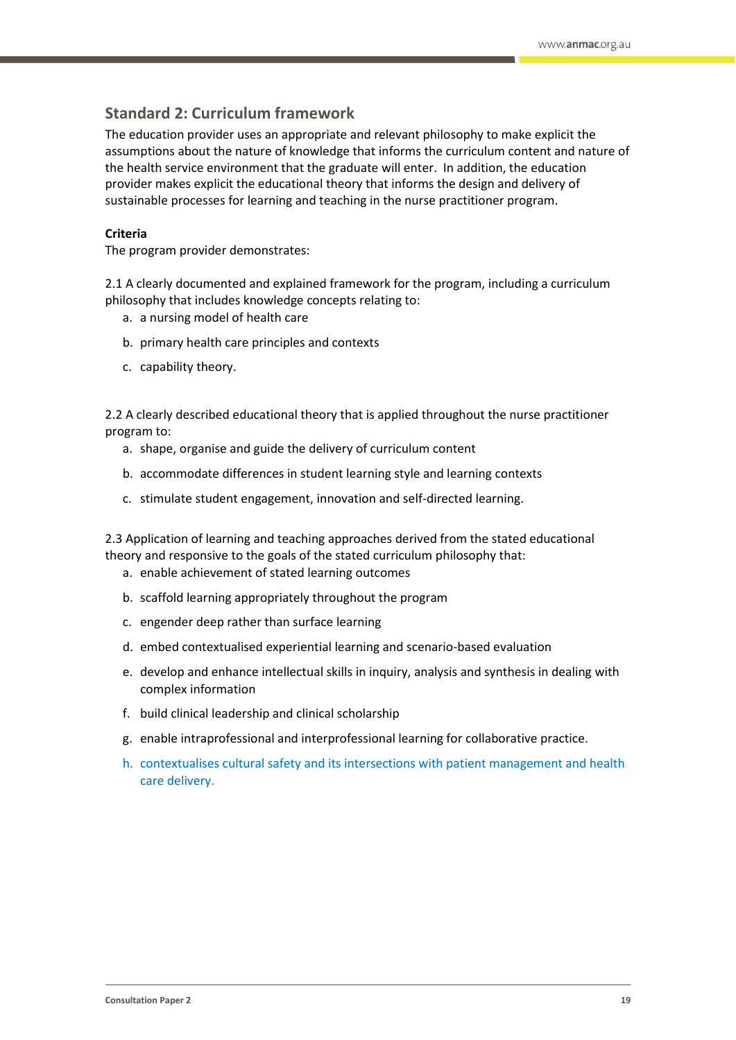## Standard 2: Curriculum framework

The education provider uses an appropriate and relevant philosophy to make explicit the assumptions about the nature of knowledge that informs the curriculum content and nature of the health service environment that the graduate will enter. In addition, the education provider makes explicit the educational theory that informs the design and delivery of sustainable processes for learning and teaching in the nurse practitioner program.

**Criteria**

The program provider demonstrates:

2.1 A clearly documented and explained framework for the program, including a curriculum philosophy that includes knowledge concepts relating to:

a. a nursing model of health care
b. primary health care principles and contexts
c. capability theory.

2.2 A clearly described educational theory that is applied throughout the nurse practitioner program to:

a. shape, organise and guide the delivery of curriculum content
b. accommodate differences in student learning style and learning contexts
c. stimulate student engagement, innovation and self-directed learning.

2.3 Application of learning and teaching approaches derived from the stated educational theory and responsive to the goals of the stated curriculum philosophy that:

a. enable achievement of stated learning outcomes
b. scaffold learning appropriately throughout the program
c. engender deep rather than surface learning
d. embed contextualised experiential learning and scenario-based evaluation
e. develop and enhance intellectual skills in inquiry, analysis and synthesis in dealing with complex information
f. build clinical leadership and clinical scholarship
g. enable intraprofessional and interprofessional learning for collaborative practice.
h. contextualises cultural safety and its intersections with patient management and health care delivery.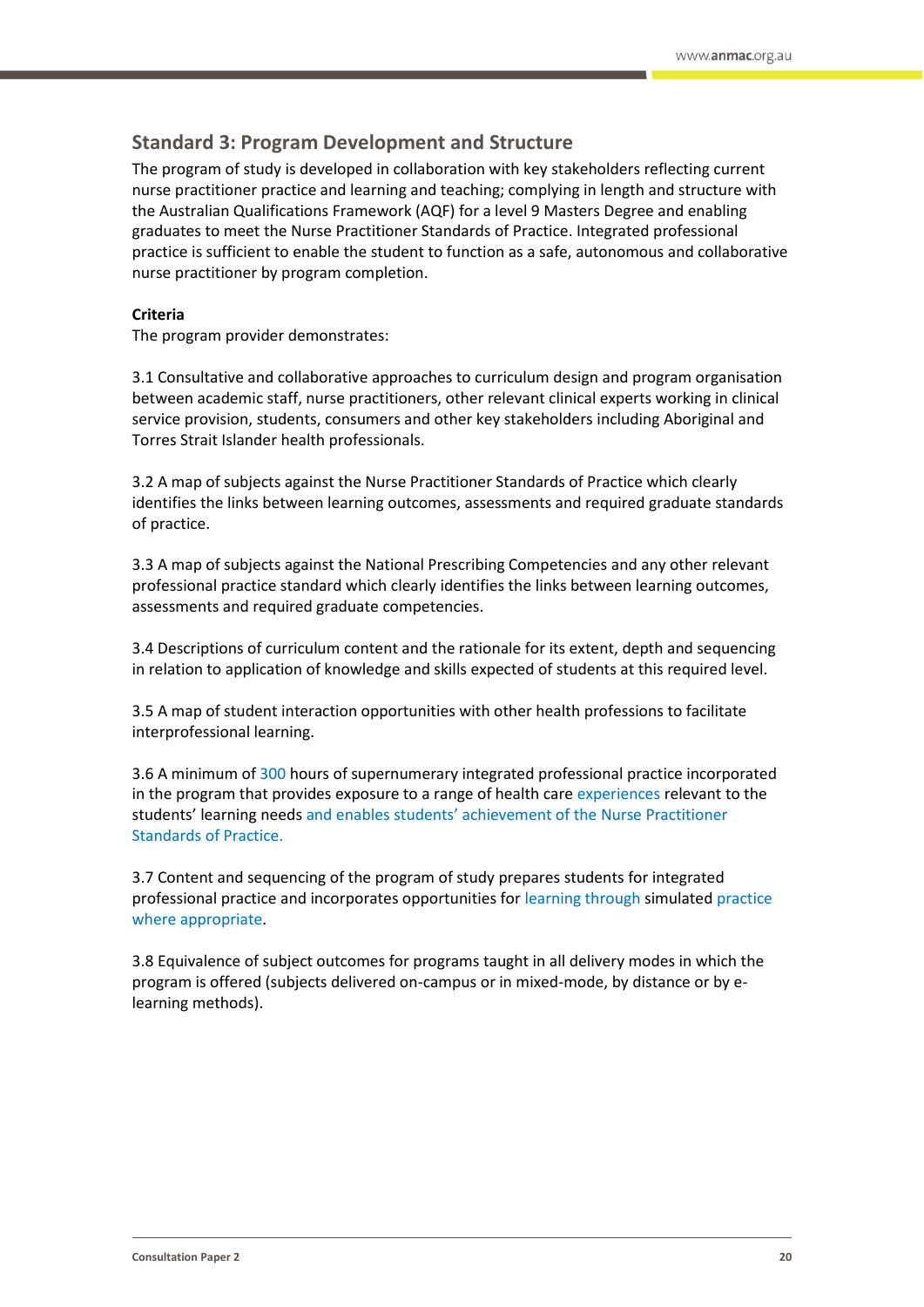## Standard 3: Program Development and Structure

The program of study is developed in collaboration with key stakeholders reflecting current nurse practitioner practice and learning and teaching; complying in length and structure with the Australian Qualifications Framework (AQF) for a level 9 Masters Degree and enabling graduates to meet the Nurse Practitioner Standards of Practice. Integrated professional practice is sufficient to enable the student to function as a safe, autonomous and collaborative nurse practitioner by program completion.

**Criteria**

The program provider demonstrates:

3.1 Consultative and collaborative approaches to curriculum design and program organisation between academic staff, nurse practitioners, other relevant clinical experts working in clinical service provision, students, consumers and other key stakeholders including Aboriginal and Torres Strait Islander health professionals.

3.2 A map of subjects against the Nurse Practitioner Standards of Practice which clearly identifies the links between learning outcomes, assessments and required graduate standards of practice.

3.3 A map of subjects against the National Prescribing Competencies and any other relevant professional practice standard which clearly identifies the links between learning outcomes, assessments and required graduate competencies.

3.4 Descriptions of curriculum content and the rationale for its extent, depth and sequencing in relation to application of knowledge and skills expected of students at this required level.

3.5 A map of student interaction opportunities with other health professions to facilitate interprofessional learning.

3.6 A minimum of 300 hours of supernumerary integrated professional practice incorporated in the program that provides exposure to a range of health care experiences relevant to the students' learning needs and enables students' achievement of the Nurse Practitioner Standards of Practice.

3.7 Content and sequencing of the program of study prepares students for integrated professional practice and incorporates opportunities for learning through simulated practice where appropriate.

3.8 Equivalence of subject outcomes for programs taught in all delivery modes in which the program is offered (subjects delivered on-campus or in mixed-mode, by distance or by e-learning methods).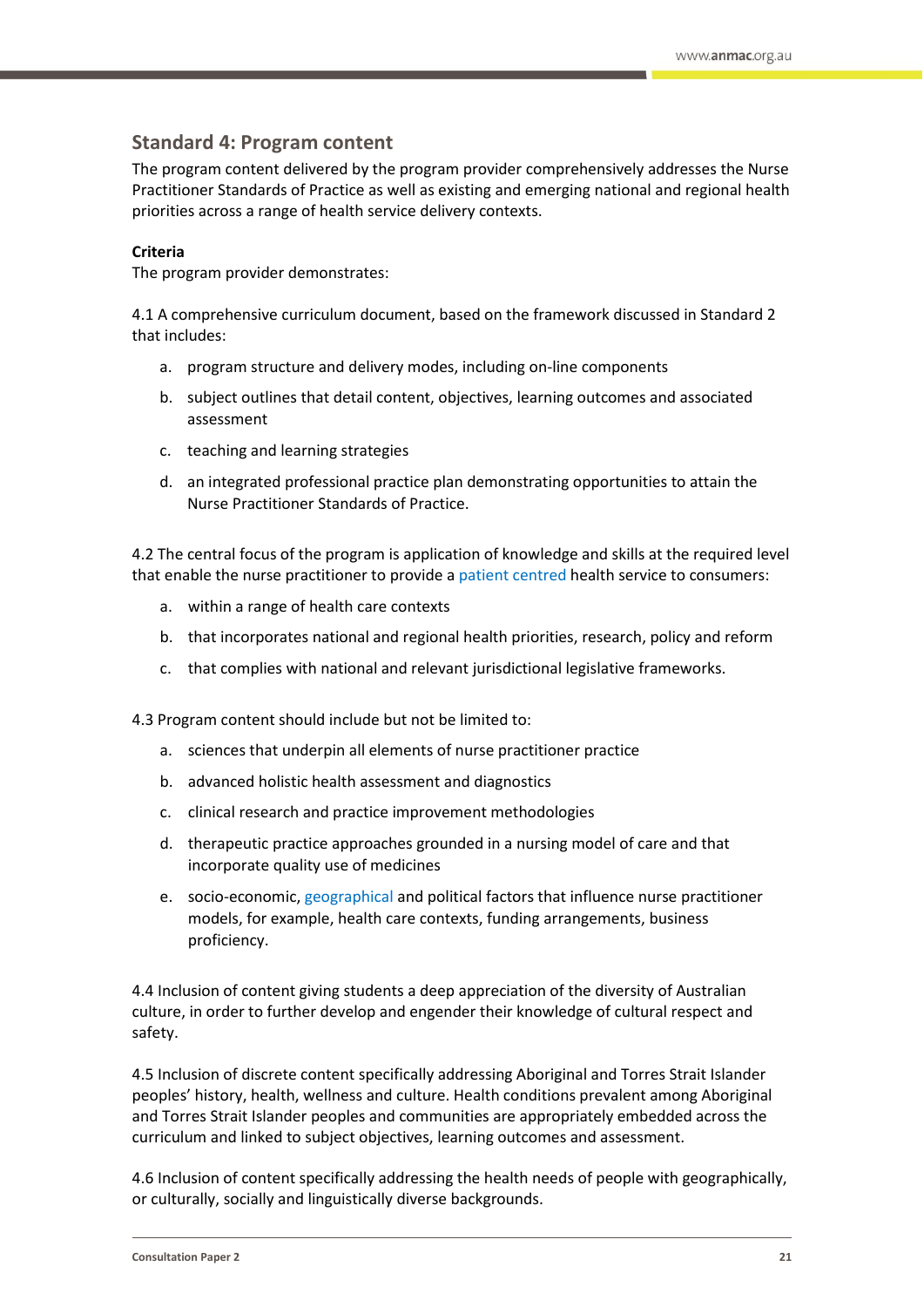## Standard 4: Program content

The program content delivered by the program provider comprehensively addresses the Nurse Practitioner Standards of Practice as well as existing and emerging national and regional health priorities across a range of health service delivery contexts.

**Criteria**

The program provider demonstrates:

4.1 A comprehensive curriculum document, based on the framework discussed in Standard 2 that includes:

a. program structure and delivery modes, including on-line components
b. subject outlines that detail content, objectives, learning outcomes and associated assessment
c. teaching and learning strategies
d. an integrated professional practice plan demonstrating opportunities to attain the Nurse Practitioner Standards of Practice.

4.2 The central focus of the program is application of knowledge and skills at the required level that enable the nurse practitioner to provide a patient centred health service to consumers:

a. within a range of health care contexts
b. that incorporates national and regional health priorities, research, policy and reform
c. that complies with national and relevant jurisdictional legislative frameworks.

4.3 Program content should include but not be limited to:

a. sciences that underpin all elements of nurse practitioner practice
b. advanced holistic health assessment and diagnostics
c. clinical research and practice improvement methodologies
d. therapeutic practice approaches grounded in a nursing model of care and that incorporate quality use of medicines
e. socio-economic, geographical and political factors that influence nurse practitioner models, for example, health care contexts, funding arrangements, business proficiency.

4.4 Inclusion of content giving students a deep appreciation of the diversity of Australian culture, in order to further develop and engender their knowledge of cultural respect and safety.

4.5 Inclusion of discrete content specifically addressing Aboriginal and Torres Strait Islander peoples' history, health, wellness and culture. Health conditions prevalent among Aboriginal and Torres Strait Islander peoples and communities are appropriately embedded across the curriculum and linked to subject objectives, learning outcomes and assessment.

4.6 Inclusion of content specifically addressing the health needs of people with geographically, or culturally, socially and linguistically diverse backgrounds.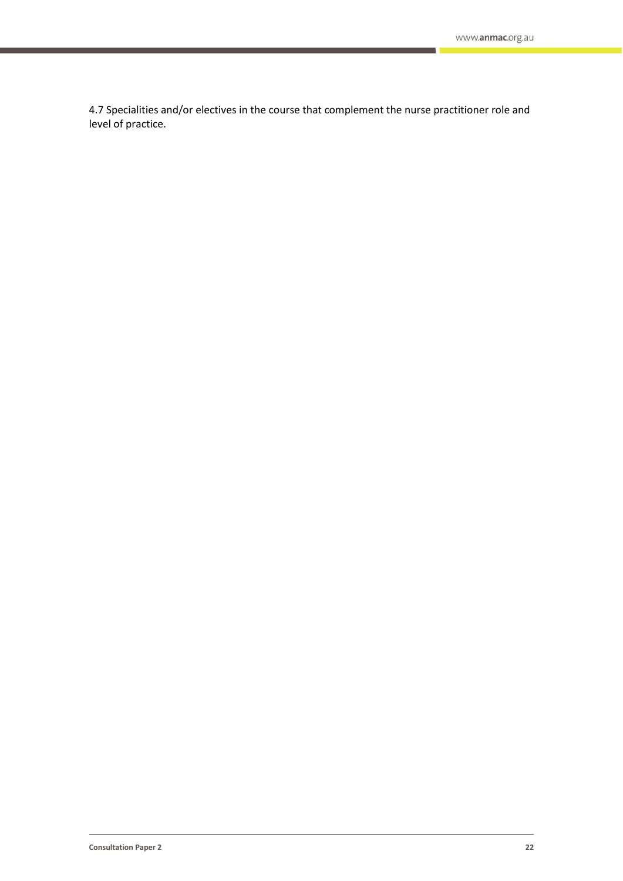4.7 Specialities and/or electives in the course that complement the nurse practitioner role and level of practice.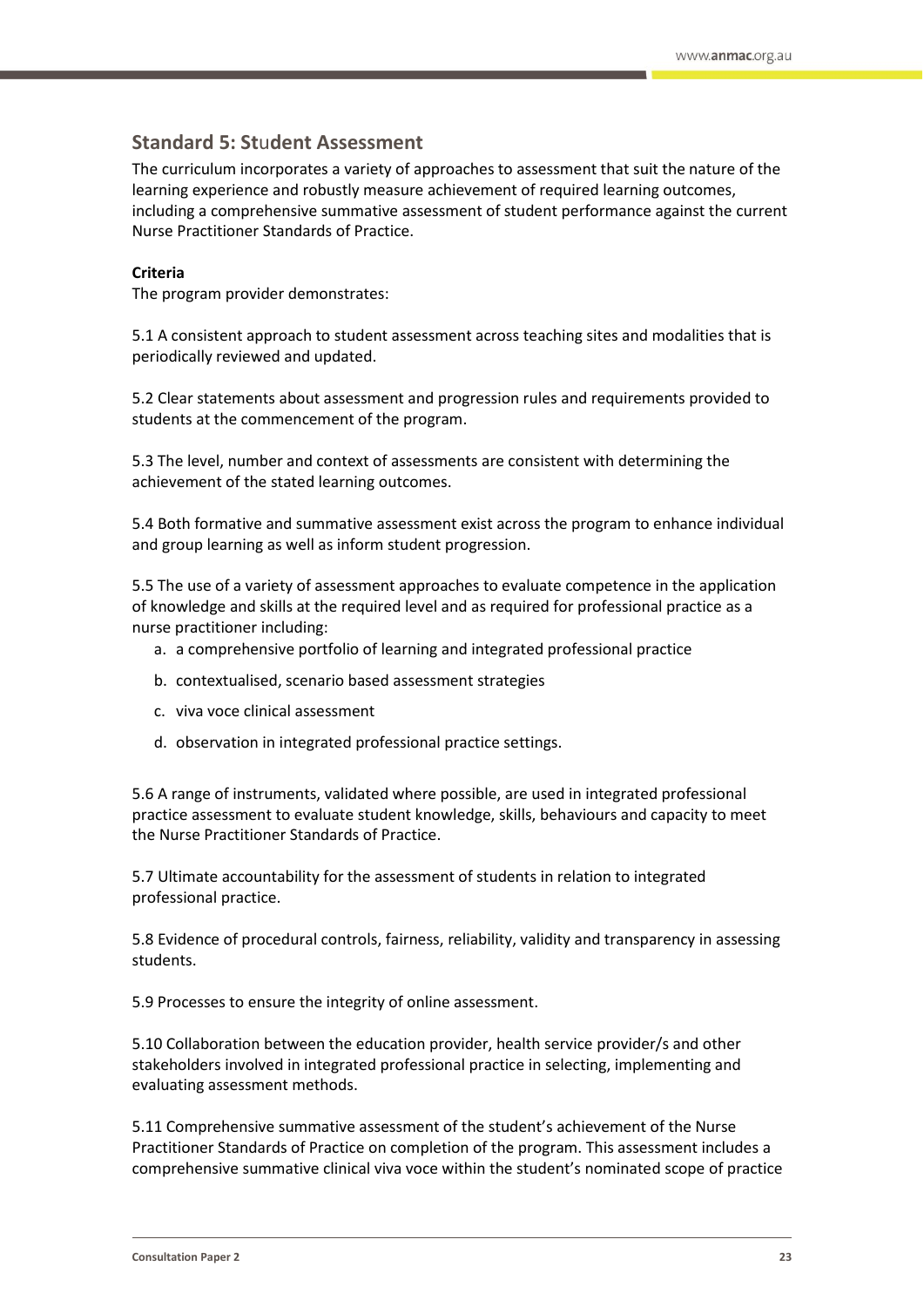## Standard 5: Student Assessment

The curriculum incorporates a variety of approaches to assessment that suit the nature of the learning experience and robustly measure achievement of required learning outcomes, including a comprehensive summative assessment of student performance against the current Nurse Practitioner Standards of Practice.

**Criteria**

The program provider demonstrates:

5.1 A consistent approach to student assessment across teaching sites and modalities that is periodically reviewed and updated.

5.2 Clear statements about assessment and progression rules and requirements provided to students at the commencement of the program.

5.3 The level, number and context of assessments are consistent with determining the achievement of the stated learning outcomes.

5.4 Both formative and summative assessment exist across the program to enhance individual and group learning as well as inform student progression.

5.5 The use of a variety of assessment approaches to evaluate competence in the application of knowledge and skills at the required level and as required for professional practice as a nurse practitioner including:

a. a comprehensive portfolio of learning and integrated professional practice
b. contextualised, scenario based assessment strategies
c. viva voce clinical assessment
d. observation in integrated professional practice settings.

5.6 A range of instruments, validated where possible, are used in integrated professional practice assessment to evaluate student knowledge, skills, behaviours and capacity to meet the Nurse Practitioner Standards of Practice.

5.7 Ultimate accountability for the assessment of students in relation to integrated professional practice.

5.8 Evidence of procedural controls, fairness, reliability, validity and transparency in assessing students.

5.9 Processes to ensure the integrity of online assessment.

5.10 Collaboration between the education provider, health service provider/s and other stakeholders involved in integrated professional practice in selecting, implementing and evaluating assessment methods.

5.11 Comprehensive summative assessment of the student's achievement of the Nurse Practitioner Standards of Practice on completion of the program. This assessment includes a comprehensive summative clinical viva voce within the student's nominated scope of practice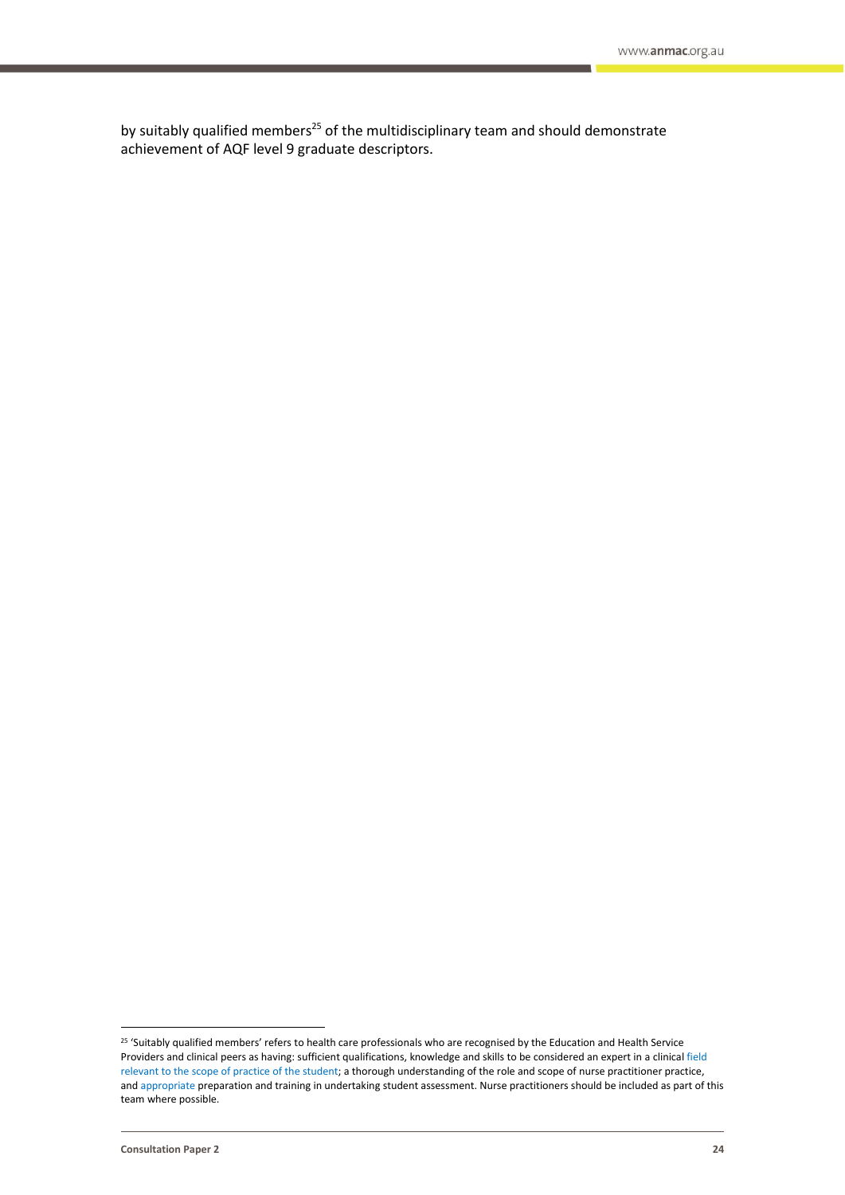by suitably qualified members[25] of the multidisciplinary team and should demonstrate achievement of AQF level 9 graduate descriptors.

[25] 'Suitably qualified members' refers to health care professionals who are recognised by the Education and Health Service Providers and clinical peers as having: sufficient qualifications, knowledge and skills to be considered an expert in a clinical field relevant to the scope of practice of the student; a thorough understanding of the role and scope of nurse practitioner practice, and appropriate preparation and training in undertaking student assessment. Nurse practitioners should be included as part of this team where possible.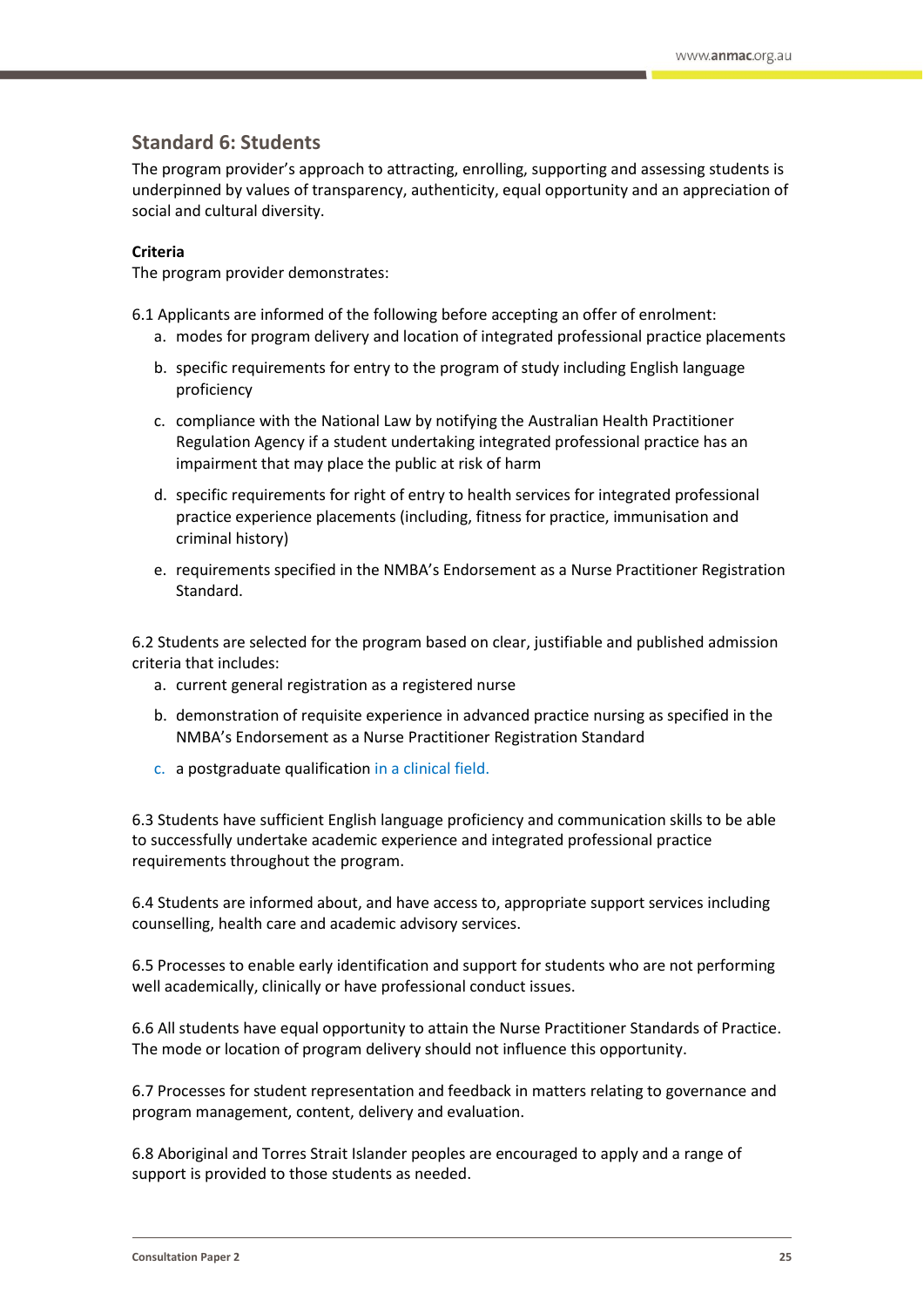## Standard 6: Students

The program provider's approach to attracting, enrolling, supporting and assessing students is underpinned by values of transparency, authenticity, equal opportunity and an appreciation of social and cultural diversity.

**Criteria**

The program provider demonstrates:

6.1 Applicants are informed of the following before accepting an offer of enrolment:

a. modes for program delivery and location of integrated professional practice placements
b. specific requirements for entry to the program of study including English language proficiency
c. compliance with the National Law by notifying the Australian Health Practitioner Regulation Agency if a student undertaking integrated professional practice has an impairment that may place the public at risk of harm
d. specific requirements for right of entry to health services for integrated professional practice experience placements (including, fitness for practice, immunisation and criminal history)
e. requirements specified in the NMBA's Endorsement as a Nurse Practitioner Registration Standard.

6.2 Students are selected for the program based on clear, justifiable and published admission criteria that includes:

a. current general registration as a registered nurse
b. demonstration of requisite experience in advanced practice nursing as specified in the NMBA's Endorsement as a Nurse Practitioner Registration Standard
c. a postgraduate qualification in a clinical field.

6.3 Students have sufficient English language proficiency and communication skills to be able to successfully undertake academic experience and integrated professional practice requirements throughout the program.

6.4 Students are informed about, and have access to, appropriate support services including counselling, health care and academic advisory services.

6.5 Processes to enable early identification and support for students who are not performing well academically, clinically or have professional conduct issues.

6.6 All students have equal opportunity to attain the Nurse Practitioner Standards of Practice. The mode or location of program delivery should not influence this opportunity.

6.7 Processes for student representation and feedback in matters relating to governance and program management, content, delivery and evaluation.

6.8 Aboriginal and Torres Strait Islander peoples are encouraged to apply and a range of support is provided to those students as needed.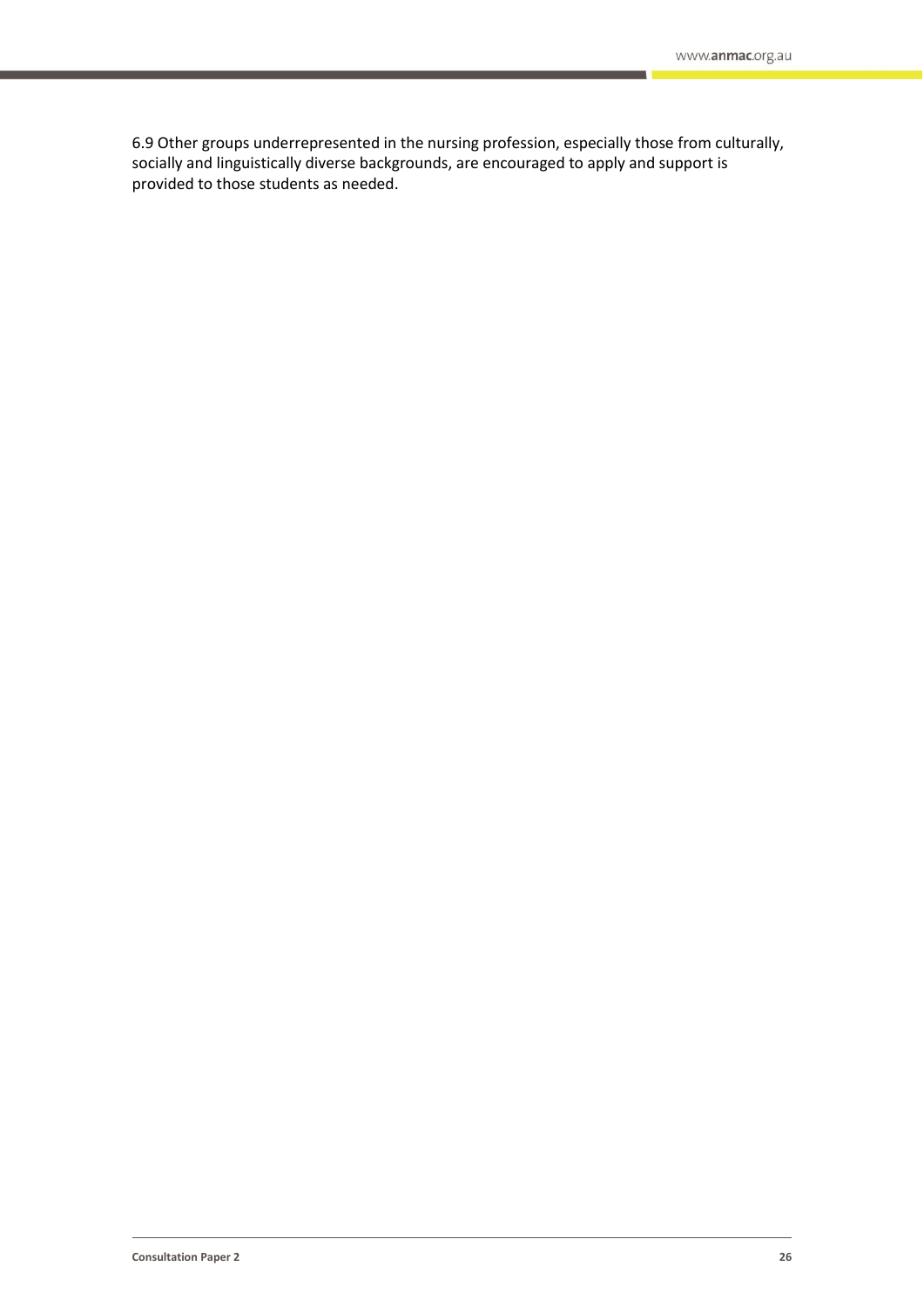6.9 Other groups underrepresented in the nursing profession, especially those from culturally, socially and linguistically diverse backgrounds, are encouraged to apply and support is provided to those students as needed.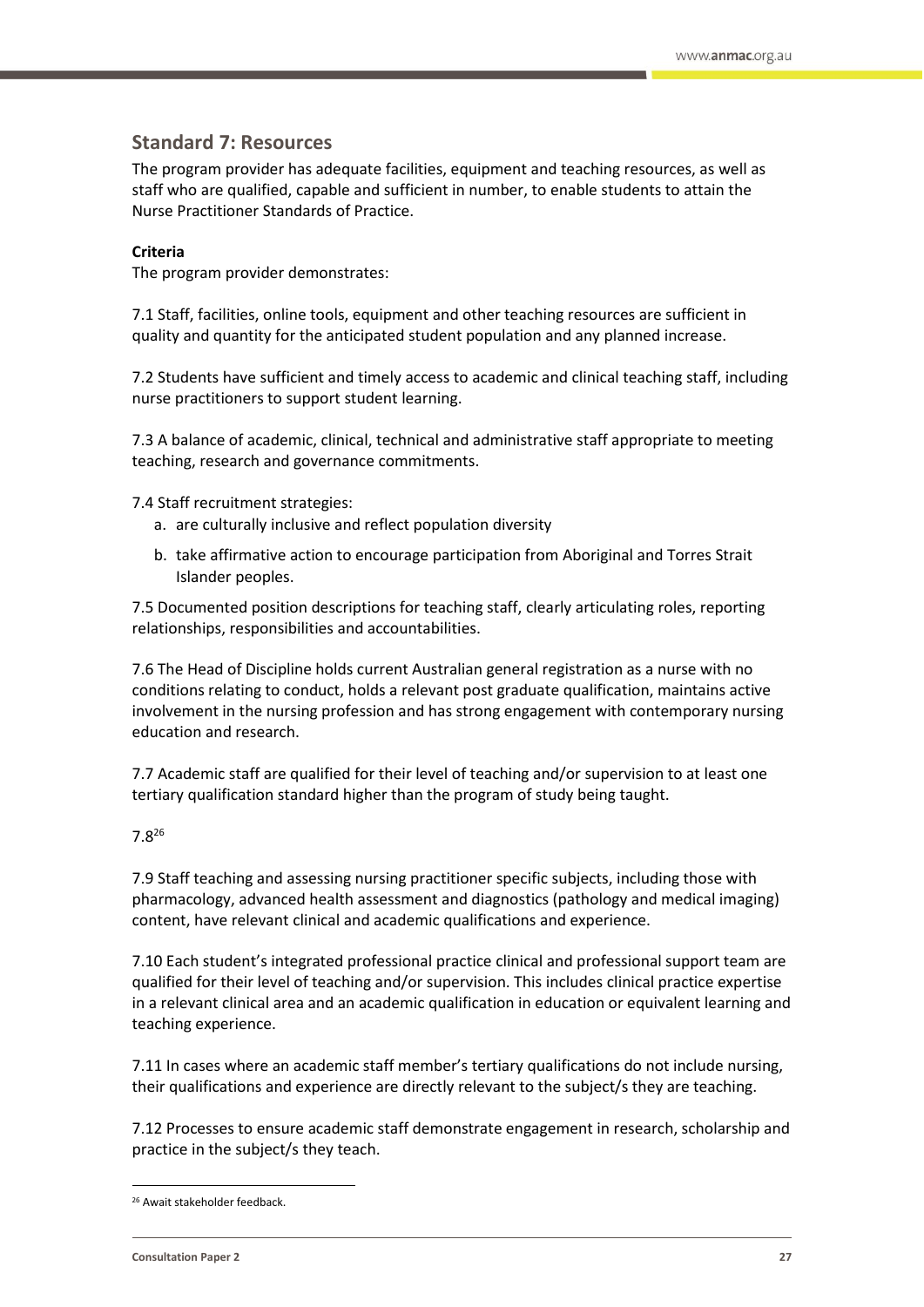## Standard 7: Resources

The program provider has adequate facilities, equipment and teaching resources, as well as staff who are qualified, capable and sufficient in number, to enable students to attain the Nurse Practitioner Standards of Practice.

**Criteria**

The program provider demonstrates:

7.1 Staff, facilities, online tools, equipment and other teaching resources are sufficient in quality and quantity for the anticipated student population and any planned increase.

7.2 Students have sufficient and timely access to academic and clinical teaching staff, including nurse practitioners to support student learning.

7.3 A balance of academic, clinical, technical and administrative staff appropriate to meeting teaching, research and governance commitments.

7.4 Staff recruitment strategies:

a. are culturally inclusive and reflect population diversity

b. take affirmative action to encourage participation from Aboriginal and Torres Strait Islander peoples.

7.5 Documented position descriptions for teaching staff, clearly articulating roles, reporting relationships, responsibilities and accountabilities.

7.6 The Head of Discipline holds current Australian general registration as a nurse with no conditions relating to conduct, holds a relevant post graduate qualification, maintains active involvement in the nursing profession and has strong engagement with contemporary nursing education and research.

7.7 Academic staff are qualified for their level of teaching and/or supervision to at least one tertiary qualification standard higher than the program of study being taught.

7.8[26]

7.9 Staff teaching and assessing nursing practitioner specific subjects, including those with pharmacology, advanced health assessment and diagnostics (pathology and medical imaging) content, have relevant clinical and academic qualifications and experience.

7.10 Each student's integrated professional practice clinical and professional support team are qualified for their level of teaching and/or supervision. This includes clinical practice expertise in a relevant clinical area and an academic qualification in education or equivalent learning and teaching experience.

7.11 In cases where an academic staff member's tertiary qualifications do not include nursing, their qualifications and experience are directly relevant to the subject/s they are teaching.

7.12 Processes to ensure academic staff demonstrate engagement in research, scholarship and practice in the subject/s they teach.

[26] Await stakeholder feedback.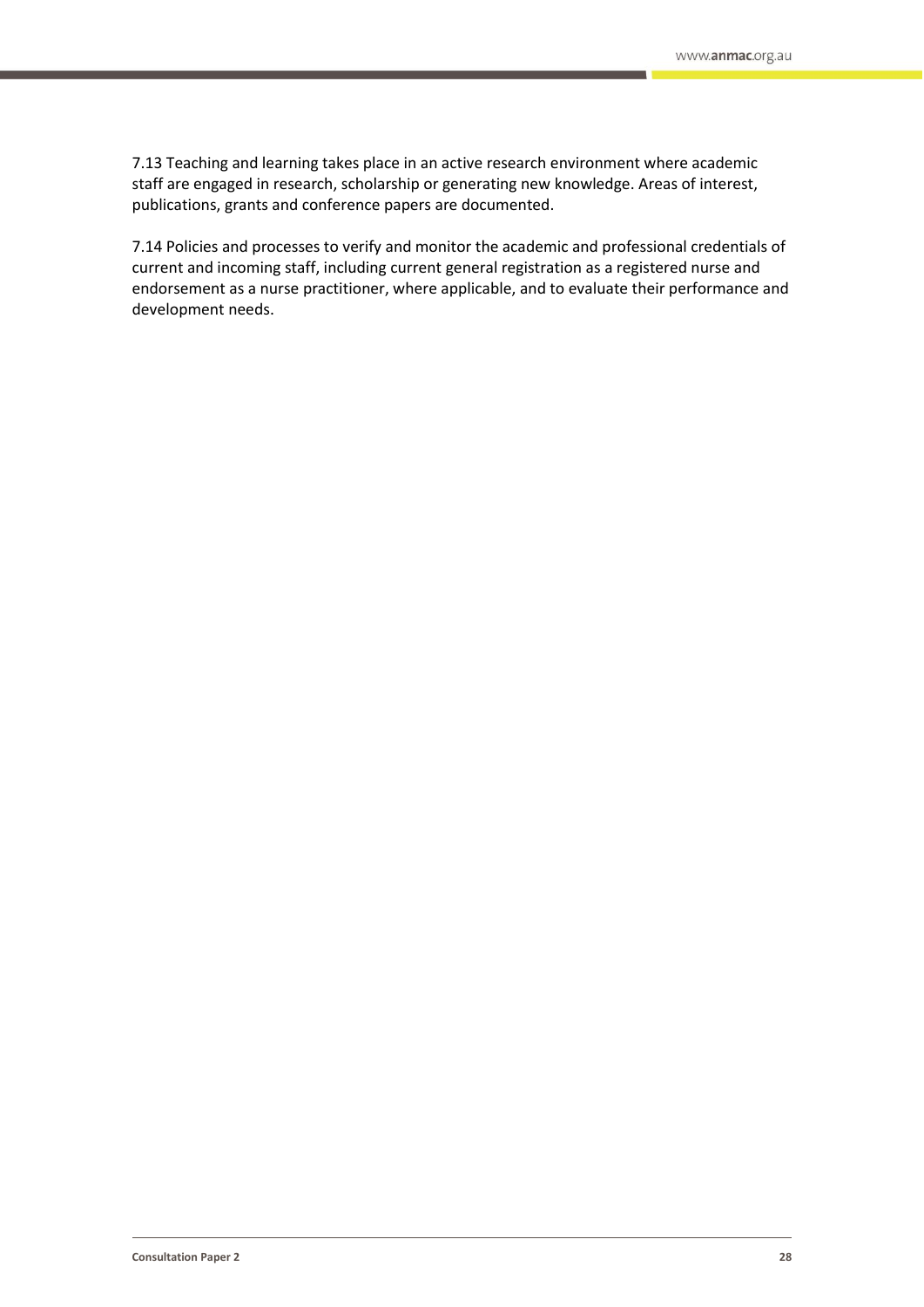7.13 Teaching and learning takes place in an active research environment where academic staff are engaged in research, scholarship or generating new knowledge. Areas of interest, publications, grants and conference papers are documented.

7.14 Policies and processes to verify and monitor the academic and professional credentials of current and incoming staff, including current general registration as a registered nurse and endorsement as a nurse practitioner, where applicable, and to evaluate their performance and development needs.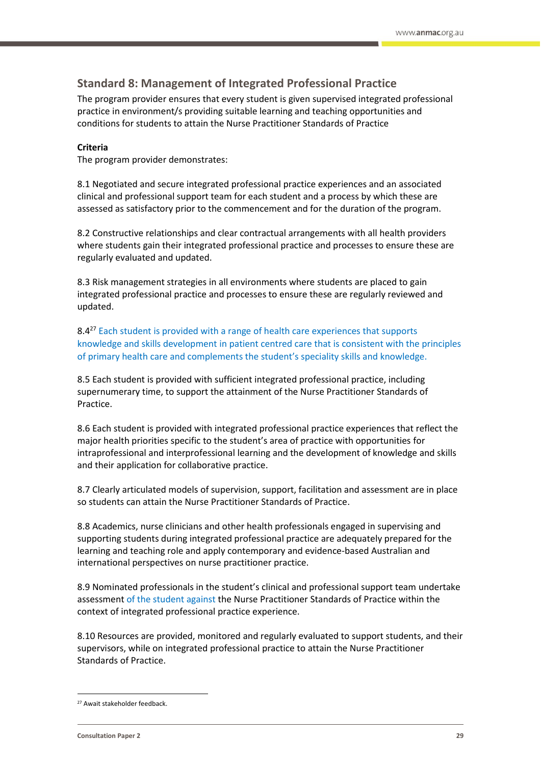## Standard 8: Management of Integrated Professional Practice

The program provider ensures that every student is given supervised integrated professional practice in environment/s providing suitable learning and teaching opportunities and conditions for students to attain the Nurse Practitioner Standards of Practice

**Criteria**

The program provider demonstrates:

8.1 Negotiated and secure integrated professional practice experiences and an associated clinical and professional support team for each student and a process by which these are assessed as satisfactory prior to the commencement and for the duration of the program.

8.2 Constructive relationships and clear contractual arrangements with all health providers where students gain their integrated professional practice and processes to ensure these are regularly evaluated and updated.

8.3 Risk management strategies in all environments where students are placed to gain integrated professional practice and processes to ensure these are regularly reviewed and updated.

8.4[27] Each student is provided with a range of health care experiences that supports knowledge and skills development in patient centred care that is consistent with the principles of primary health care and complements the student's speciality skills and knowledge.

8.5 Each student is provided with sufficient integrated professional practice, including supernumerary time, to support the attainment of the Nurse Practitioner Standards of Practice.

8.6 Each student is provided with integrated professional practice experiences that reflect the major health priorities specific to the student's area of practice with opportunities for intraprofessional and interprofessional learning and the development of knowledge and skills and their application for collaborative practice.

8.7 Clearly articulated models of supervision, support, facilitation and assessment are in place so students can attain the Nurse Practitioner Standards of Practice.

8.8 Academics, nurse clinicians and other health professionals engaged in supervising and supporting students during integrated professional practice are adequately prepared for the learning and teaching role and apply contemporary and evidence-based Australian and international perspectives on nurse practitioner practice.

8.9 Nominated professionals in the student's clinical and professional support team undertake assessment of the student against the Nurse Practitioner Standards of Practice within the context of integrated professional practice experience.

8.10 Resources are provided, monitored and regularly evaluated to support students, and their supervisors, while on integrated professional practice to attain the Nurse Practitioner Standards of Practice.

[27] Await stakeholder feedback.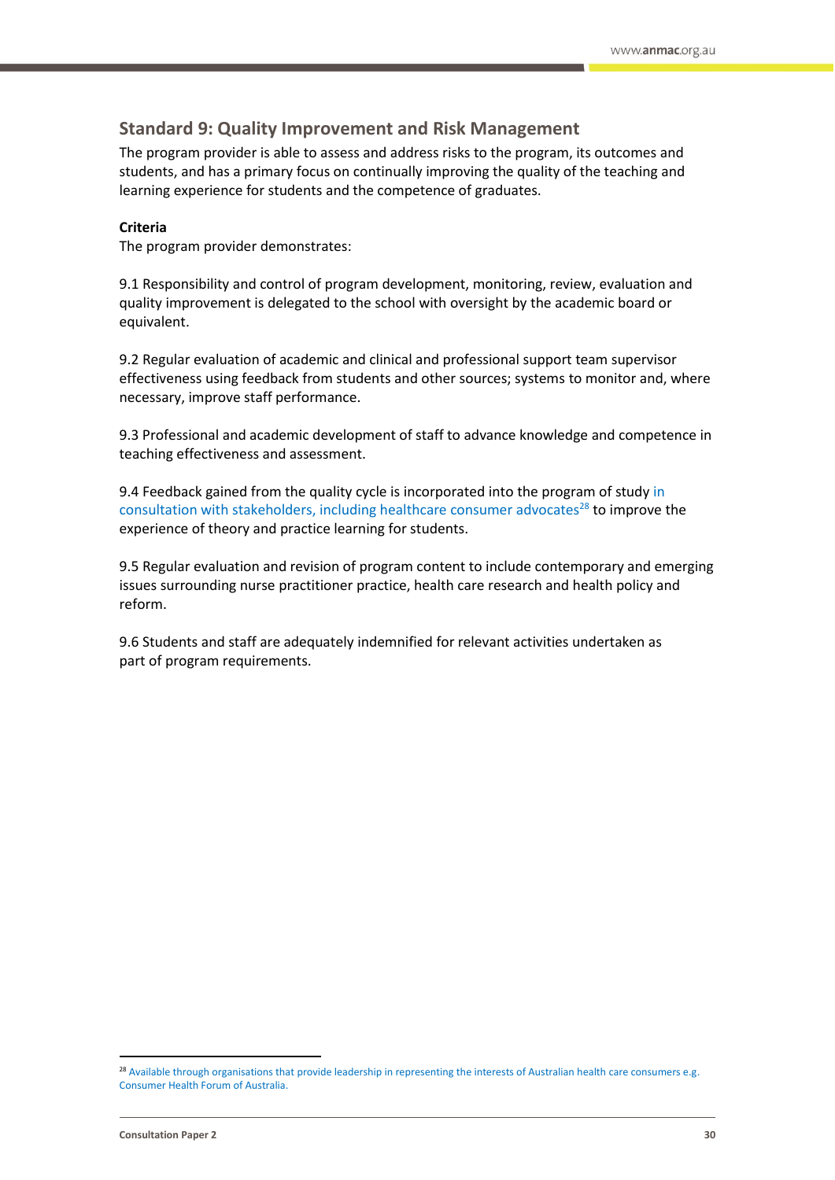## Standard 9: Quality Improvement and Risk Management

The program provider is able to assess and address risks to the program, its outcomes and students, and has a primary focus on continually improving the quality of the teaching and learning experience for students and the competence of graduates.

**Criteria**

The program provider demonstrates:

9.1 Responsibility and control of program development, monitoring, review, evaluation and quality improvement is delegated to the school with oversight by the academic board or equivalent.

9.2 Regular evaluation of academic and clinical and professional support team supervisor effectiveness using feedback from students and other sources; systems to monitor and, where necessary, improve staff performance.

9.3 Professional and academic development of staff to advance knowledge and competence in teaching effectiveness and assessment.

9.4 Feedback gained from the quality cycle is incorporated into the program of study in consultation with stakeholders, including healthcare consumer advocates[28] to improve the experience of theory and practice learning for students.

9.5 Regular evaluation and revision of program content to include contemporary and emerging issues surrounding nurse practitioner practice, health care research and health policy and reform.

9.6 Students and staff are adequately indemnified for relevant activities undertaken as part of program requirements.

---

[28] Available through organisations that provide leadership in representing the interests of Australian health care consumers e.g. Consumer Health Forum of Australia.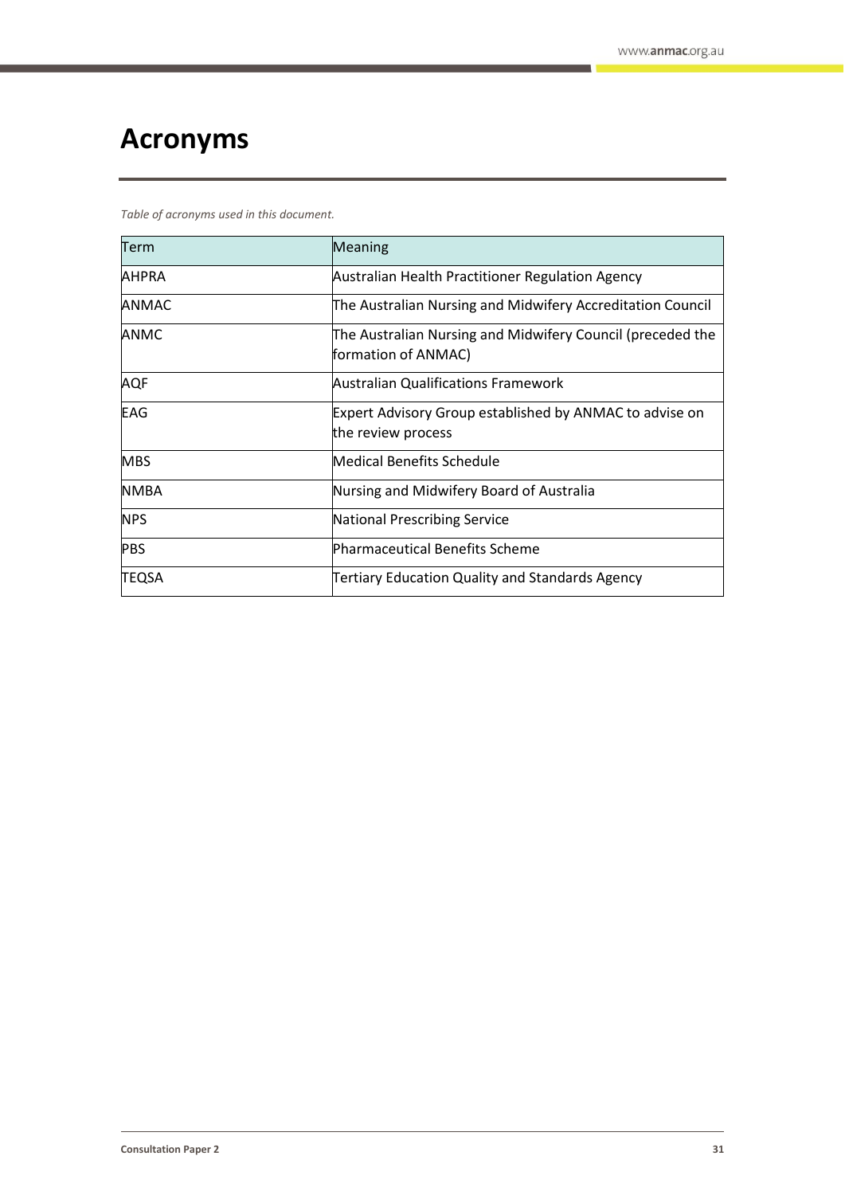# Acronyms

*Table of acronyms used in this document.*

| Term | Meaning |
|---|---|
| AHPRA | Australian Health Practitioner Regulation Agency |
| ANMAC | The Australian Nursing and Midwifery Accreditation Council |
| ANMC | The Australian Nursing and Midwifery Council (preceded the formation of ANMAC) |
| AQF | Australian Qualifications Framework |
| EAG | Expert Advisory Group established by ANMAC to advise on the review process |
| MBS | Medical Benefits Schedule |
| NMBA | Nursing and Midwifery Board of Australia |
| NPS | National Prescribing Service |
| PBS | Pharmaceutical Benefits Scheme |
| TEQSA | Tertiary Education Quality and Standards Agency |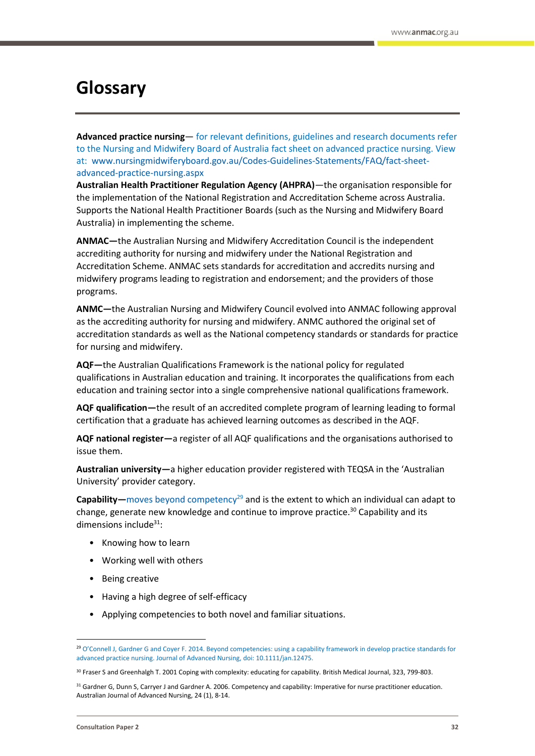# Glossary

**Advanced practice nursing**— for relevant definitions, guidelines and research documents refer to the Nursing and Midwifery Board of Australia fact sheet on advanced practice nursing. View at: www.nursingmidwiferyboard.gov.au/Codes-Guidelines-Statements/FAQ/fact-sheet-advanced-practice-nursing.aspx

**Australian Health Practitioner Regulation Agency (AHPRA)**—the organisation responsible for the implementation of the National Registration and Accreditation Scheme across Australia. Supports the National Health Practitioner Boards (such as the Nursing and Midwifery Board Australia) in implementing the scheme.

**ANMAC—**the Australian Nursing and Midwifery Accreditation Council is the independent accrediting authority for nursing and midwifery under the National Registration and Accreditation Scheme. ANMAC sets standards for accreditation and accredits nursing and midwifery programs leading to registration and endorsement; and the providers of those programs.

**ANMC—**the Australian Nursing and Midwifery Council evolved into ANMAC following approval as the accrediting authority for nursing and midwifery. ANMC authored the original set of accreditation standards as well as the National competency standards or standards for practice for nursing and midwifery.

**AQF—**the Australian Qualifications Framework is the national policy for regulated qualifications in Australian education and training. It incorporates the qualifications from each education and training sector into a single comprehensive national qualifications framework.

**AQF qualification—**the result of an accredited complete program of learning leading to formal certification that a graduate has achieved learning outcomes as described in the AQF.

**AQF national register—**a register of all AQF qualifications and the organisations authorised to issue them.

**Australian university—**a higher education provider registered with TEQSA in the 'Australian University' provider category.

**Capability—**moves beyond competency[29] and is the extent to which an individual can adapt to change, generate new knowledge and continue to improve practice.[30] Capability and its dimensions include[31]:

- Knowing how to learn
- Working well with others
- Being creative
- Having a high degree of self-efficacy
- Applying competencies to both novel and familiar situations.

---

[29] O'Connell J, Gardner G and Coyer F. 2014. Beyond competencies: using a capability framework in develop practice standards for advanced practice nursing. Journal of Advanced Nursing, doi: 10.1111/jan.12475.

[30] Fraser S and Greenhalgh T. 2001 Coping with complexity: educating for capability. British Medical Journal, 323, 799-803.

[31] Gardner G, Dunn S, Carryer J and Gardner A. 2006. Competency and capability: Imperative for nurse practitioner education. Australian Journal of Advanced Nursing, 24 (1), 8-14.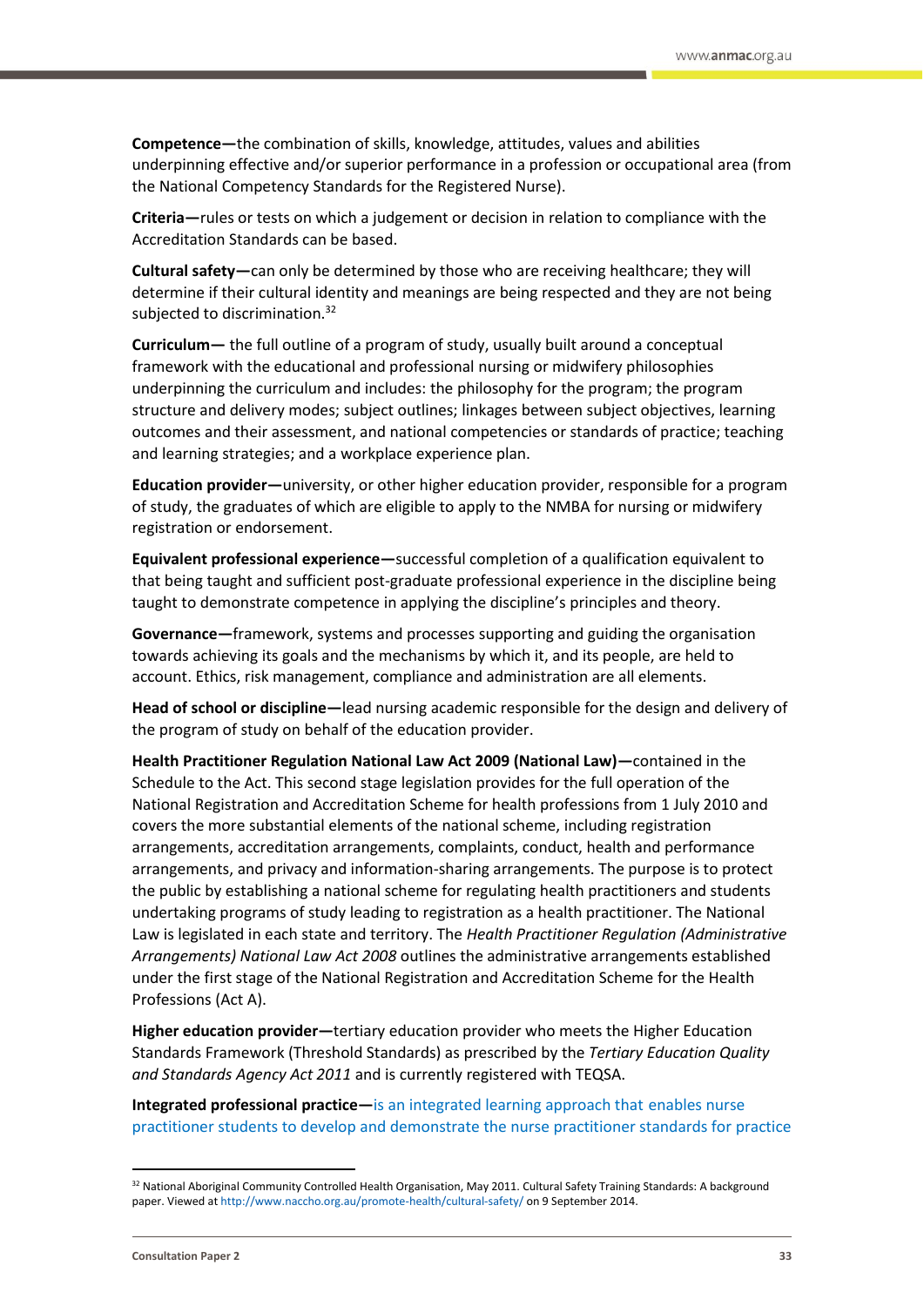**Competence—**the combination of skills, knowledge, attitudes, values and abilities underpinning effective and/or superior performance in a profession or occupational area (from the National Competency Standards for the Registered Nurse).

**Criteria—**rules or tests on which a judgement or decision in relation to compliance with the Accreditation Standards can be based.

**Cultural safety—**can only be determined by those who are receiving healthcare; they will determine if their cultural identity and meanings are being respected and they are not being subjected to discrimination.[32]

**Curriculum—** the full outline of a program of study, usually built around a conceptual framework with the educational and professional nursing or midwifery philosophies underpinning the curriculum and includes: the philosophy for the program; the program structure and delivery modes; subject outlines; linkages between subject objectives, learning outcomes and their assessment, and national competencies or standards of practice; teaching and learning strategies; and a workplace experience plan.

**Education provider—**university, or other higher education provider, responsible for a program of study, the graduates of which are eligible to apply to the NMBA for nursing or midwifery registration or endorsement.

**Equivalent professional experience—**successful completion of a qualification equivalent to that being taught and sufficient post-graduate professional experience in the discipline being taught to demonstrate competence in applying the discipline's principles and theory.

**Governance—**framework, systems and processes supporting and guiding the organisation towards achieving its goals and the mechanisms by which it, and its people, are held to account. Ethics, risk management, compliance and administration are all elements.

**Head of school or discipline—**lead nursing academic responsible for the design and delivery of the program of study on behalf of the education provider.

**Health Practitioner Regulation National Law Act 2009 (National Law)—**contained in the Schedule to the Act. This second stage legislation provides for the full operation of the National Registration and Accreditation Scheme for health professions from 1 July 2010 and covers the more substantial elements of the national scheme, including registration arrangements, accreditation arrangements, complaints, conduct, health and performance arrangements, and privacy and information-sharing arrangements. The purpose is to protect the public by establishing a national scheme for regulating health practitioners and students undertaking programs of study leading to registration as a health practitioner. The National Law is legislated in each state and territory. The *Health Practitioner Regulation (Administrative Arrangements) National Law Act 2008* outlines the administrative arrangements established under the first stage of the National Registration and Accreditation Scheme for the Health Professions (Act A).

**Higher education provider—**tertiary education provider who meets the Higher Education Standards Framework (Threshold Standards) as prescribed by the *Tertiary Education Quality and Standards Agency Act 2011* and is currently registered with TEQSA.

**Integrated professional practice—**is an integrated learning approach that enables nurse practitioner students to develop and demonstrate the nurse practitioner standards for practice

---

[32] National Aboriginal Community Controlled Health Organisation, May 2011. Cultural Safety Training Standards: A background paper. Viewed at http://www.naccho.org.au/promote-health/cultural-safety/ on 9 September 2014.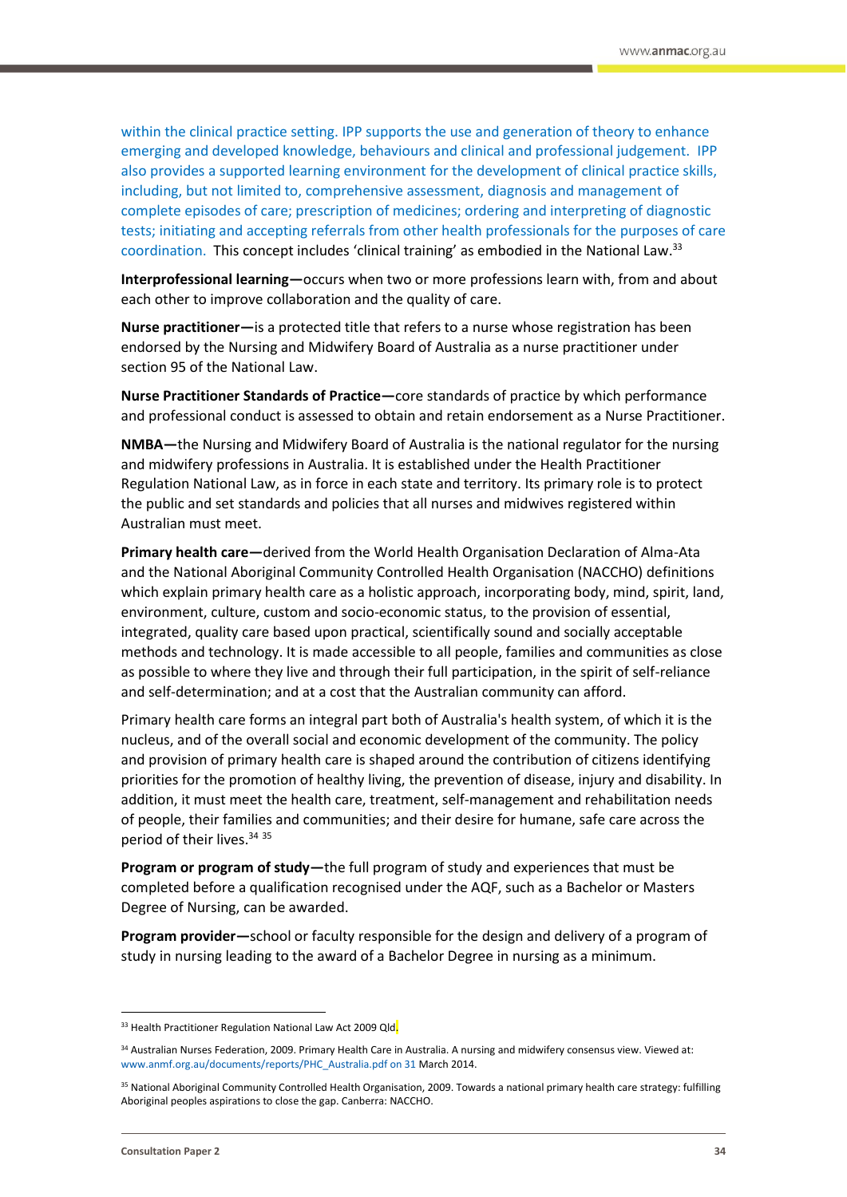within the clinical practice setting. IPP supports the use and generation of theory to enhance emerging and developed knowledge, behaviours and clinical and professional judgement. IPP also provides a supported learning environment for the development of clinical practice skills, including, but not limited to, comprehensive assessment, diagnosis and management of complete episodes of care; prescription of medicines; ordering and interpreting of diagnostic tests; initiating and accepting referrals from other health professionals for the purposes of care coordination. This concept includes 'clinical training' as embodied in the National Law.[33]

**Interprofessional learning—**occurs when two or more professions learn with, from and about each other to improve collaboration and the quality of care.

**Nurse practitioner—**is a protected title that refers to a nurse whose registration has been endorsed by the Nursing and Midwifery Board of Australia as a nurse practitioner under section 95 of the National Law.

**Nurse Practitioner Standards of Practice—**core standards of practice by which performance and professional conduct is assessed to obtain and retain endorsement as a Nurse Practitioner.

**NMBA—**the Nursing and Midwifery Board of Australia is the national regulator for the nursing and midwifery professions in Australia. It is established under the Health Practitioner Regulation National Law, as in force in each state and territory. Its primary role is to protect the public and set standards and policies that all nurses and midwives registered within Australian must meet.

**Primary health care—**derived from the World Health Organisation Declaration of Alma-Ata and the National Aboriginal Community Controlled Health Organisation (NACCHO) definitions which explain primary health care as a holistic approach, incorporating body, mind, spirit, land, environment, culture, custom and socio-economic status, to the provision of essential, integrated, quality care based upon practical, scientifically sound and socially acceptable methods and technology. It is made accessible to all people, families and communities as close as possible to where they live and through their full participation, in the spirit of self-reliance and self-determination; and at a cost that the Australian community can afford.

Primary health care forms an integral part both of Australia's health system, of which it is the nucleus, and of the overall social and economic development of the community. The policy and provision of primary health care is shaped around the contribution of citizens identifying priorities for the promotion of healthy living, the prevention of disease, injury and disability. In addition, it must meet the health care, treatment, self-management and rehabilitation needs of people, their families and communities; and their desire for humane, safe care across the period of their lives.[34] [35]

**Program or program of study—**the full program of study and experiences that must be completed before a qualification recognised under the AQF, such as a Bachelor or Masters Degree of Nursing, can be awarded.

**Program provider—**school or faculty responsible for the design and delivery of a program of study in nursing leading to the award of a Bachelor Degree in nursing as a minimum.

---

[33] Health Practitioner Regulation National Law Act 2009 Qld.

[34] Australian Nurses Federation, 2009. Primary Health Care in Australia. A nursing and midwifery consensus view. Viewed at: www.anmf.org.au/documents/reports/PHC_Australia.pdf on 31 March 2014.

[35] National Aboriginal Community Controlled Health Organisation, 2009. Towards a national primary health care strategy: fulfilling Aboriginal peoples aspirations to close the gap. Canberra: NACCHO.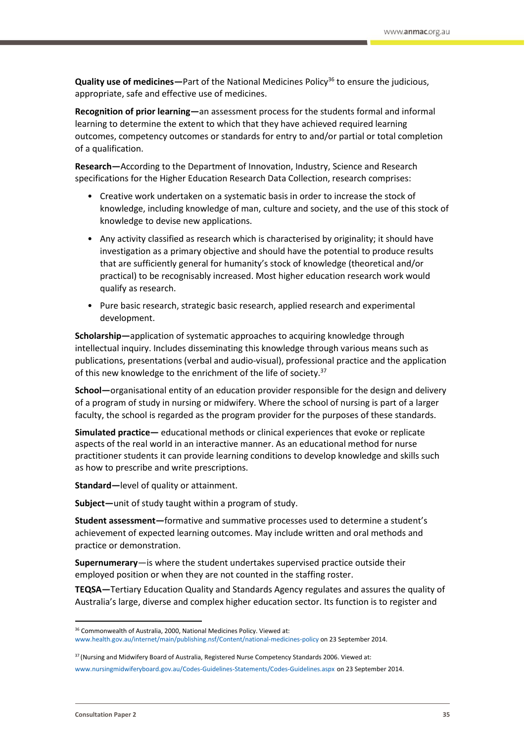**Quality use of medicines—**Part of the National Medicines Policy[36] to ensure the judicious, appropriate, safe and effective use of medicines.

**Recognition of prior learning—**an assessment process for the students formal and informal learning to determine the extent to which that they have achieved required learning outcomes, competency outcomes or standards for entry to and/or partial or total completion of a qualification.

**Research—**According to the Department of Innovation, Industry, Science and Research specifications for the Higher Education Research Data Collection, research comprises:

- Creative work undertaken on a systematic basis in order to increase the stock of knowledge, including knowledge of man, culture and society, and the use of this stock of knowledge to devise new applications.
- Any activity classified as research which is characterised by originality; it should have investigation as a primary objective and should have the potential to produce results that are sufficiently general for humanity's stock of knowledge (theoretical and/or practical) to be recognisably increased. Most higher education research work would qualify as research.
- Pure basic research, strategic basic research, applied research and experimental development.

**Scholarship—**application of systematic approaches to acquiring knowledge through intellectual inquiry. Includes disseminating this knowledge through various means such as publications, presentations (verbal and audio-visual), professional practice and the application of this new knowledge to the enrichment of the life of society.[37]

**School—**organisational entity of an education provider responsible for the design and delivery of a program of study in nursing or midwifery. Where the school of nursing is part of a larger faculty, the school is regarded as the program provider for the purposes of these standards.

**Simulated practice—** educational methods or clinical experiences that evoke or replicate aspects of the real world in an interactive manner. As an educational method for nurse practitioner students it can provide learning conditions to develop knowledge and skills such as how to prescribe and write prescriptions.

**Standard—**level of quality or attainment.

**Subject—**unit of study taught within a program of study.

**Student assessment—**formative and summative processes used to determine a student's achievement of expected learning outcomes. May include written and oral methods and practice or demonstration.

**Supernumerary**—is where the student undertakes supervised practice outside their employed position or when they are not counted in the staffing roster.

**TEQSA—**Tertiary Education Quality and Standards Agency regulates and assures the quality of Australia's large, diverse and complex higher education sector. Its function is to register and

---

[36] Commonwealth of Australia, 2000, National Medicines Policy. Viewed at: www.health.gov.au/internet/main/publishing.nsf/Content/national-medicines-policy on 23 September 2014.

[37] (Nursing and Midwifery Board of Australia, Registered Nurse Competency Standards 2006. Viewed at: www.nursingmidwiferyboard.gov.au/Codes-Guidelines-Statements/Codes-Guidelines.aspx on 23 September 2014.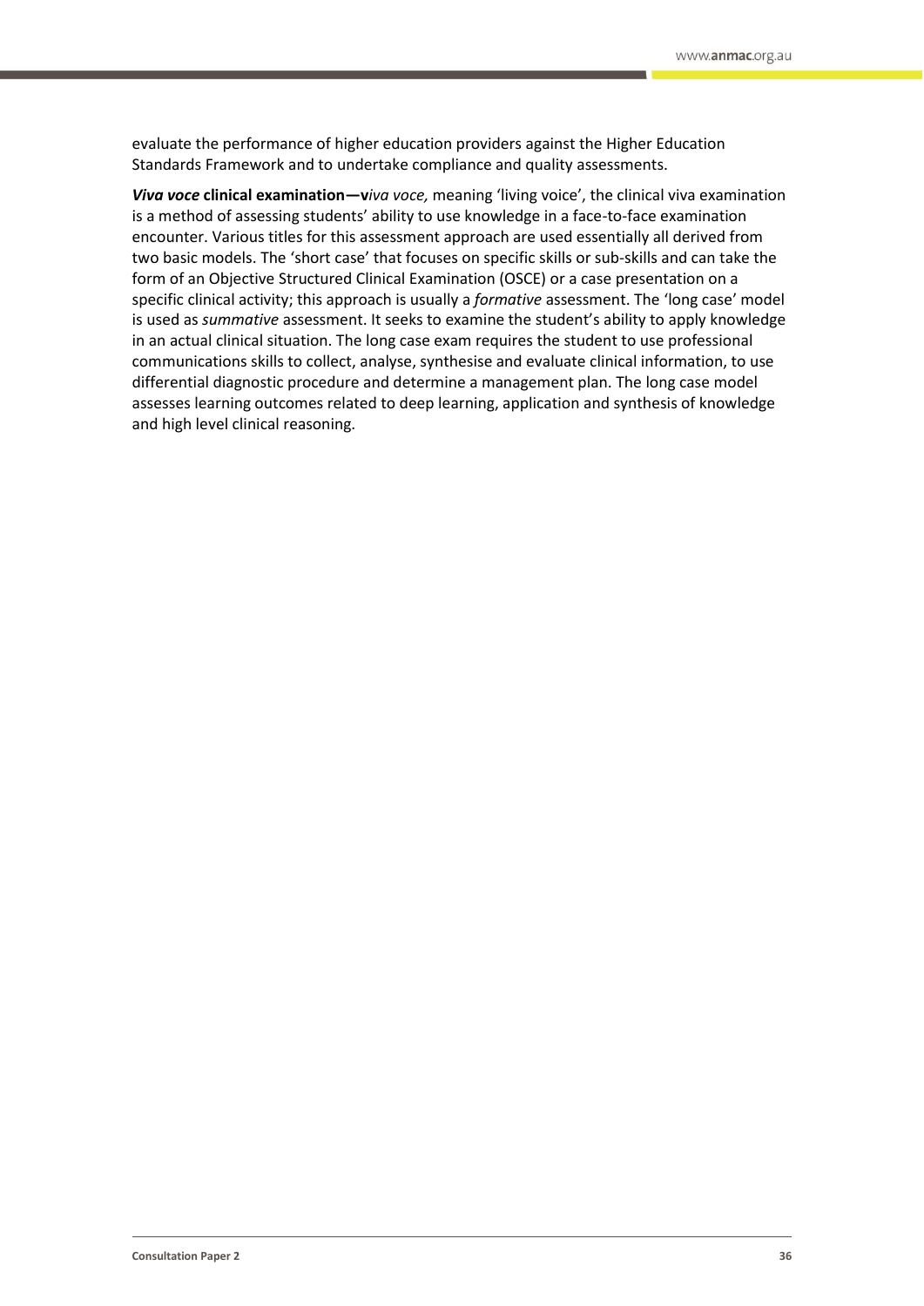evaluate the performance of higher education providers against the Higher Education Standards Framework and to undertake compliance and quality assessments.

***Viva voce* clinical examination—v***iva voce,* meaning 'living voice', the clinical viva examination is a method of assessing students' ability to use knowledge in a face-to-face examination encounter. Various titles for this assessment approach are used essentially all derived from two basic models. The 'short case' that focuses on specific skills or sub-skills and can take the form of an Objective Structured Clinical Examination (OSCE) or a case presentation on a specific clinical activity; this approach is usually a *formative* assessment. The 'long case' model is used as *summative* assessment. It seeks to examine the student's ability to apply knowledge in an actual clinical situation. The long case exam requires the student to use professional communications skills to collect, analyse, synthesise and evaluate clinical information, to use differential diagnostic procedure and determine a management plan. The long case model assesses learning outcomes related to deep learning, application and synthesis of knowledge and high level clinical reasoning.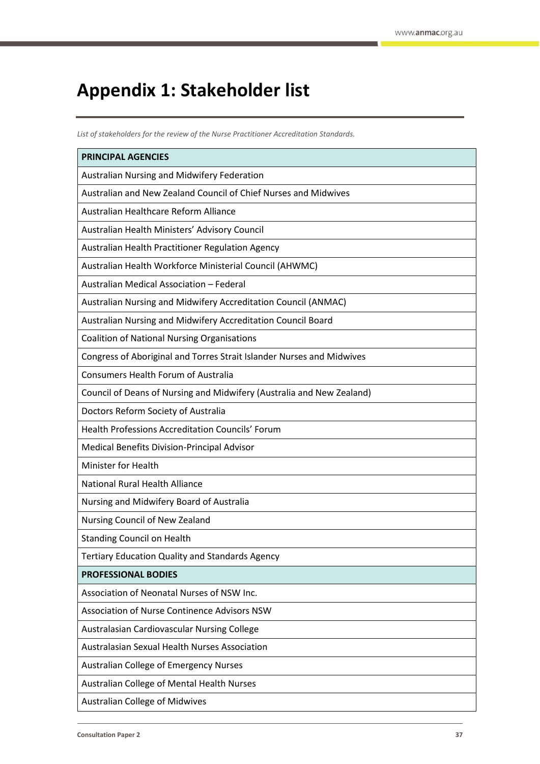# Appendix 1: Stakeholder list

*List of stakeholders for the review of the Nurse Practitioner Accreditation Standards.*

| PRINCIPAL AGENCIES |
|---|
| Australian Nursing and Midwifery Federation |
| Australian and New Zealand Council of Chief Nurses and Midwives |
| Australian Healthcare Reform Alliance |
| Australian Health Ministers' Advisory Council |
| Australian Health Practitioner Regulation Agency |
| Australian Health Workforce Ministerial Council (AHWMC) |
| Australian Medical Association – Federal |
| Australian Nursing and Midwifery Accreditation Council (ANMAC) |
| Australian Nursing and Midwifery Accreditation Council Board |
| Coalition of National Nursing Organisations |
| Congress of Aboriginal and Torres Strait Islander Nurses and Midwives |
| Consumers Health Forum of Australia |
| Council of Deans of Nursing and Midwifery (Australia and New Zealand) |
| Doctors Reform Society of Australia |
| Health Professions Accreditation Councils' Forum |
| Medical Benefits Division-Principal Advisor |
| Minister for Health |
| National Rural Health Alliance |
| Nursing and Midwifery Board of Australia |
| Nursing Council of New Zealand |
| Standing Council on Health |
| Tertiary Education Quality and Standards Agency |
| **PROFESSIONAL BODIES** |
| Association of Neonatal Nurses of NSW Inc. |
| Association of Nurse Continence Advisors NSW |
| Australasian Cardiovascular Nursing College |
| Australasian Sexual Health Nurses Association |
| Australian College of Emergency Nurses |
| Australian College of Mental Health Nurses |
| Australian College of Midwives |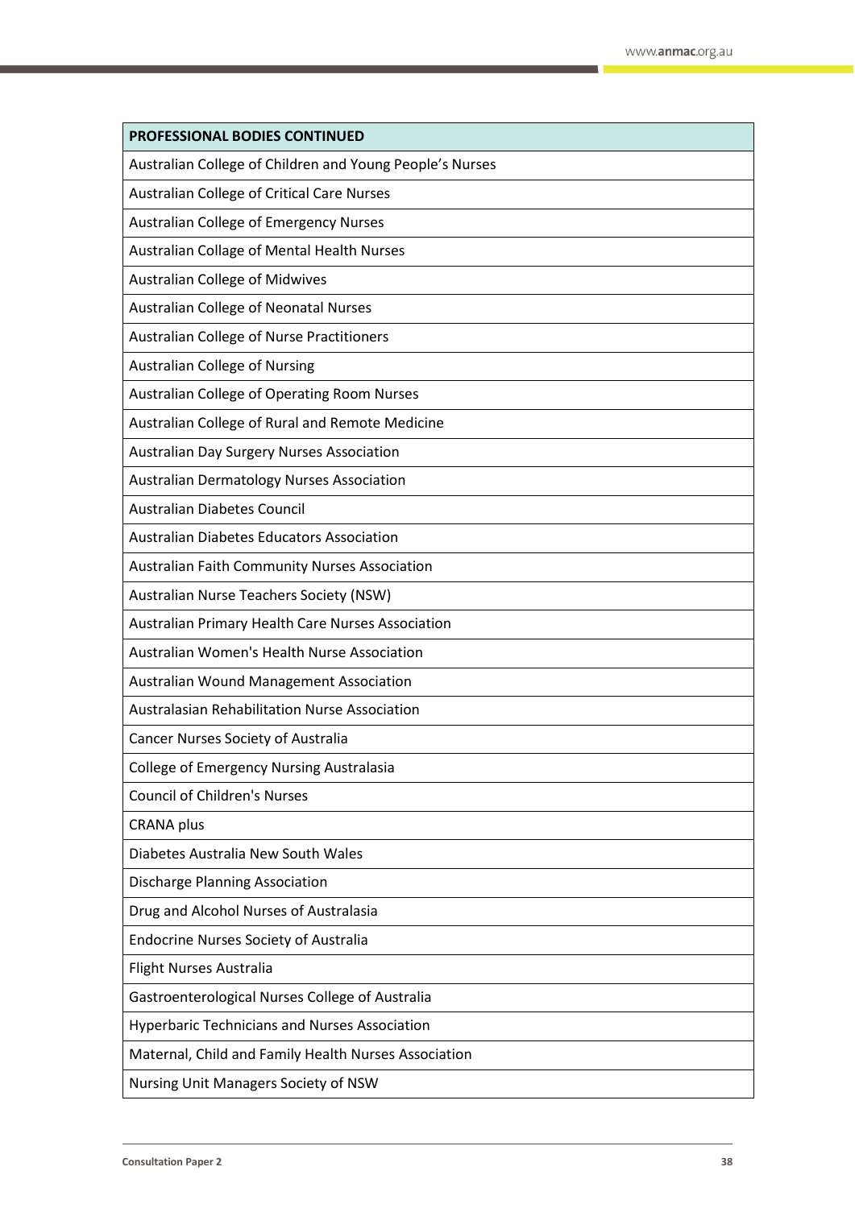| PROFESSIONAL BODIES CONTINUED |
| --- |
| Australian College of Children and Young People's Nurses |
| Australian College of Critical Care Nurses |
| Australian College of Emergency Nurses |
| Australian Collage of Mental Health Nurses |
| Australian College of Midwives |
| Australian College of Neonatal Nurses |
| Australian College of Nurse Practitioners |
| Australian College of Nursing |
| Australian College of Operating Room Nurses |
| Australian College of Rural and Remote Medicine |
| Australian Day Surgery Nurses Association |
| Australian Dermatology Nurses Association |
| Australian Diabetes Council |
| Australian Diabetes Educators Association |
| Australian Faith Community Nurses Association |
| Australian Nurse Teachers Society (NSW) |
| Australian Primary Health Care Nurses Association |
| Australian Women's Health Nurse Association |
| Australian Wound Management Association |
| Australasian Rehabilitation Nurse Association |
| Cancer Nurses Society of Australia |
| College of Emergency Nursing Australasia |
| Council of Children's Nurses |
| CRANA plus |
| Diabetes Australia New South Wales |
| Discharge Planning Association |
| Drug and Alcohol Nurses of Australasia |
| Endocrine Nurses Society of Australia |
| Flight Nurses Australia |
| Gastroenterological Nurses College of Australia |
| Hyperbaric Technicians and Nurses Association |
| Maternal, Child and Family Health Nurses Association |
| Nursing Unit Managers Society of NSW |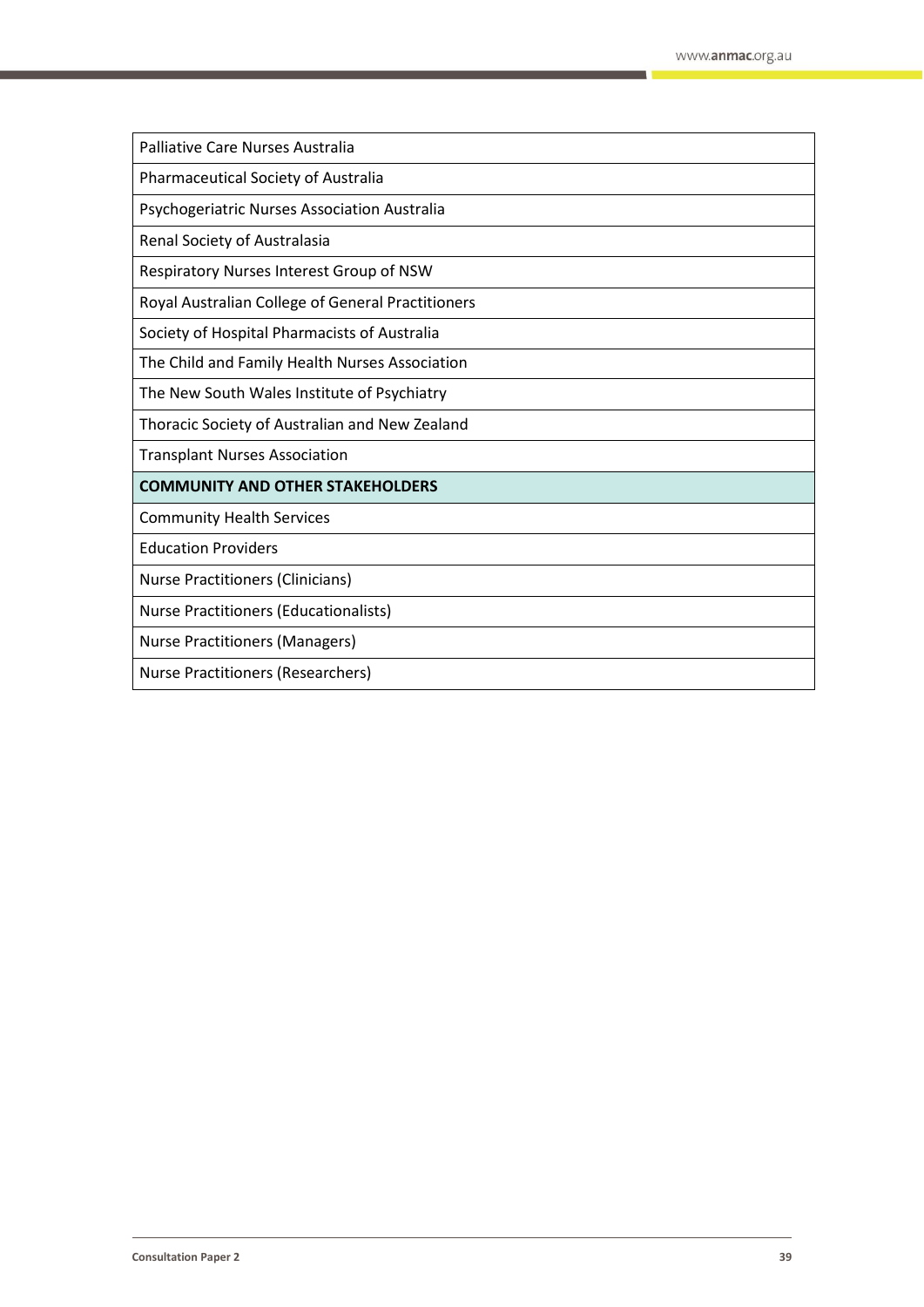| Palliative Care Nurses Australia |
|---|
| Pharmaceutical Society of Australia |
| Psychogeriatric Nurses Association Australia |
| Renal Society of Australasia |
| Respiratory Nurses Interest Group of NSW |
| Royal Australian College of General Practitioners |
| Society of Hospital Pharmacists of Australia |
| The Child and Family Health Nurses Association |
| The New South Wales Institute of Psychiatry |
| Thoracic Society of Australian and New Zealand |
| Transplant Nurses Association |
| **COMMUNITY AND OTHER STAKEHOLDERS** |
| Community Health Services |
| Education Providers |
| Nurse Practitioners (Clinicians) |
| Nurse Practitioners (Educationalists) |
| Nurse Practitioners (Managers) |
| Nurse Practitioners (Researchers) |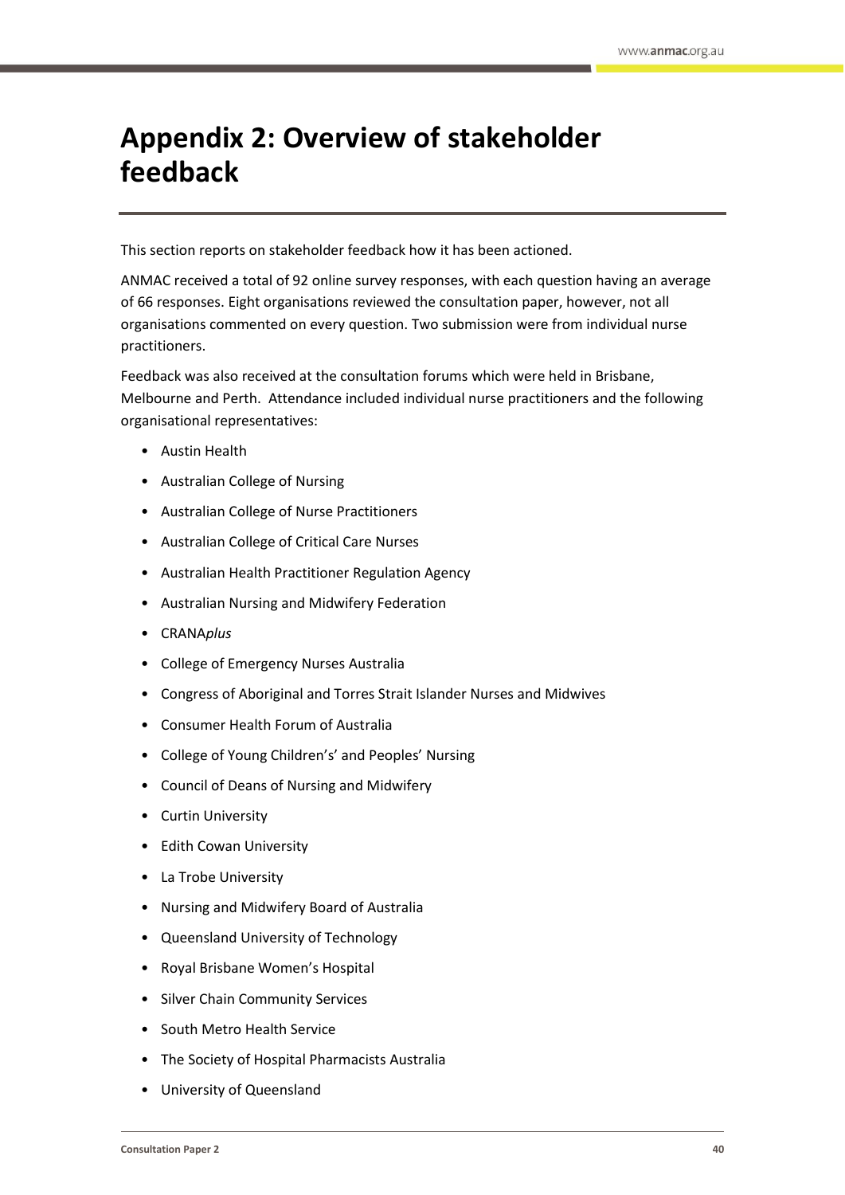# Appendix 2: Overview of stakeholder feedback

This section reports on stakeholder feedback how it has been actioned.

ANMAC received a total of 92 online survey responses, with each question having an average of 66 responses. Eight organisations reviewed the consultation paper, however, not all organisations commented on every question. Two submission were from individual nurse practitioners.

Feedback was also received at the consultation forums which were held in Brisbane, Melbourne and Perth. Attendance included individual nurse practitioners and the following organisational representatives:

- Austin Health
- Australian College of Nursing
- Australian College of Nurse Practitioners
- Australian College of Critical Care Nurses
- Australian Health Practitioner Regulation Agency
- Australian Nursing and Midwifery Federation
- CRANA*plus*
- College of Emergency Nurses Australia
- Congress of Aboriginal and Torres Strait Islander Nurses and Midwives
- Consumer Health Forum of Australia
- College of Young Children's' and Peoples' Nursing
- Council of Deans of Nursing and Midwifery
- Curtin University
- Edith Cowan University
- La Trobe University
- Nursing and Midwifery Board of Australia
- Queensland University of Technology
- Royal Brisbane Women's Hospital
- Silver Chain Community Services
- South Metro Health Service
- The Society of Hospital Pharmacists Australia
- University of Queensland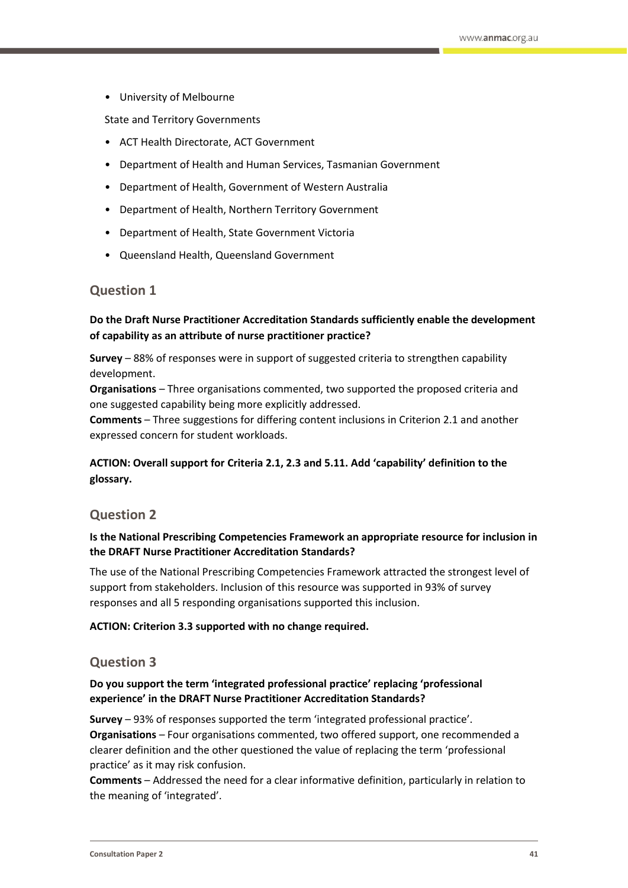- University of Melbourne

State and Territory Governments

- ACT Health Directorate, ACT Government
- Department of Health and Human Services, Tasmanian Government
- Department of Health, Government of Western Australia
- Department of Health, Northern Territory Government
- Department of Health, State Government Victoria
- Queensland Health, Queensland Government

## Question 1

**Do the Draft Nurse Practitioner Accreditation Standards sufficiently enable the development of capability as an attribute of nurse practitioner practice?**

**Survey** – 88% of responses were in support of suggested criteria to strengthen capability development.
**Organisations** – Three organisations commented, two supported the proposed criteria and one suggested capability being more explicitly addressed.
**Comments** – Three suggestions for differing content inclusions in Criterion 2.1 and another expressed concern for student workloads.

**ACTION: Overall support for Criteria 2.1, 2.3 and 5.11. Add 'capability' definition to the glossary.**

## Question 2

**Is the National Prescribing Competencies Framework an appropriate resource for inclusion in the DRAFT Nurse Practitioner Accreditation Standards?**

The use of the National Prescribing Competencies Framework attracted the strongest level of support from stakeholders. Inclusion of this resource was supported in 93% of survey responses and all 5 responding organisations supported this inclusion.

**ACTION: Criterion 3.3 supported with no change required.**

## Question 3

**Do you support the term 'integrated professional practice' replacing 'professional experience' in the DRAFT Nurse Practitioner Accreditation Standards?**

**Survey** – 93% of responses supported the term 'integrated professional practice'.
**Organisations** – Four organisations commented, two offered support, one recommended a clearer definition and the other questioned the value of replacing the term 'professional practice' as it may risk confusion.
**Comments** – Addressed the need for a clear informative definition, particularly in relation to the meaning of 'integrated'.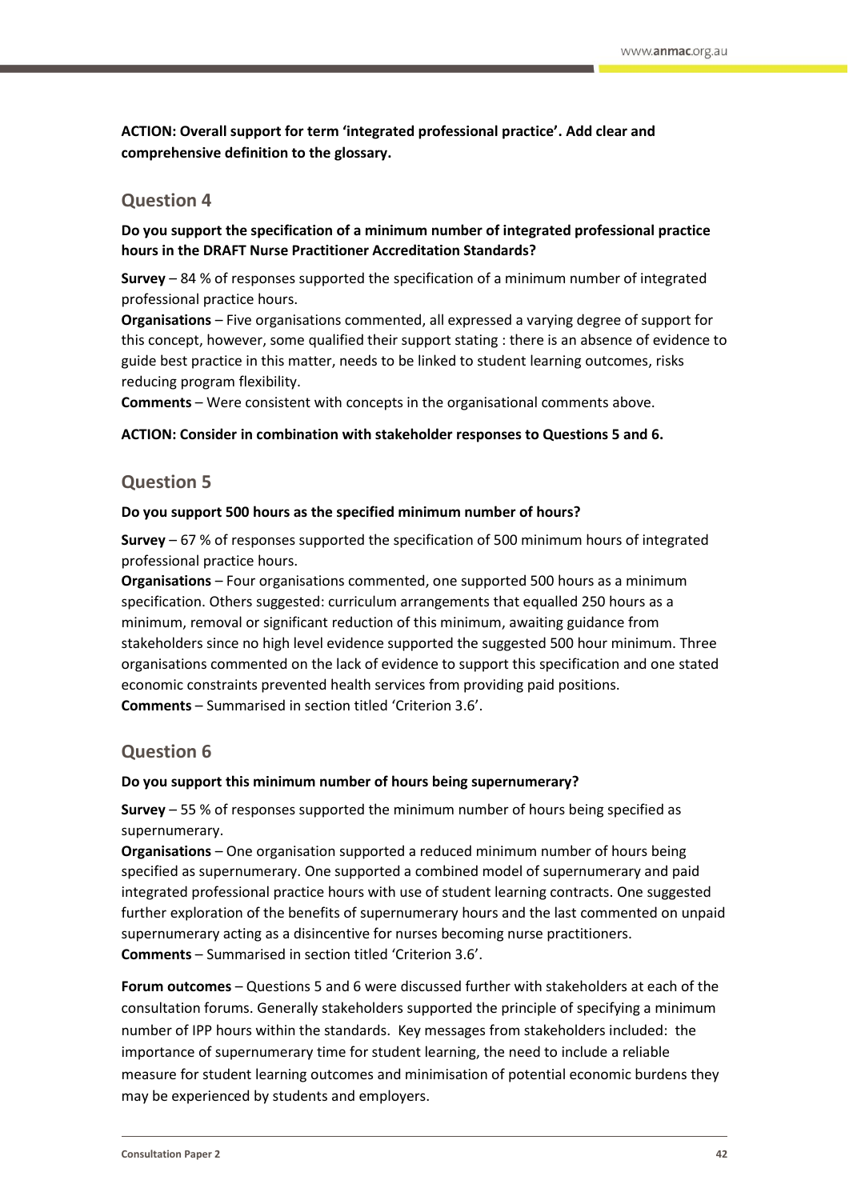**ACTION: Overall support for term 'integrated professional practice'. Add clear and comprehensive definition to the glossary.**

## Question 4

**Do you support the specification of a minimum number of integrated professional practice hours in the DRAFT Nurse Practitioner Accreditation Standards?**

**Survey** – 84 % of responses supported the specification of a minimum number of integrated professional practice hours.
**Organisations** – Five organisations commented, all expressed a varying degree of support for this concept, however, some qualified their support stating : there is an absence of evidence to guide best practice in this matter, needs to be linked to student learning outcomes, risks reducing program flexibility.
**Comments** – Were consistent with concepts in the organisational comments above.

**ACTION: Consider in combination with stakeholder responses to Questions 5 and 6.**

## Question 5

**Do you support 500 hours as the specified minimum number of hours?**

**Survey** – 67 % of responses supported the specification of 500 minimum hours of integrated professional practice hours.
**Organisations** – Four organisations commented, one supported 500 hours as a minimum specification. Others suggested: curriculum arrangements that equalled 250 hours as a minimum, removal or significant reduction of this minimum, awaiting guidance from stakeholders since no high level evidence supported the suggested 500 hour minimum. Three organisations commented on the lack of evidence to support this specification and one stated economic constraints prevented health services from providing paid positions.
**Comments** – Summarised in section titled 'Criterion 3.6'.

## Question 6

**Do you support this minimum number of hours being supernumerary?**

**Survey** – 55 % of responses supported the minimum number of hours being specified as supernumerary.
**Organisations** – One organisation supported a reduced minimum number of hours being specified as supernumerary. One supported a combined model of supernumerary and paid integrated professional practice hours with use of student learning contracts. One suggested further exploration of the benefits of supernumerary hours and the last commented on unpaid supernumerary acting as a disincentive for nurses becoming nurse practitioners.
**Comments** – Summarised in section titled 'Criterion 3.6'.

**Forum outcomes** – Questions 5 and 6 were discussed further with stakeholders at each of the consultation forums. Generally stakeholders supported the principle of specifying a minimum number of IPP hours within the standards. Key messages from stakeholders included: the importance of supernumerary time for student learning, the need to include a reliable measure for student learning outcomes and minimisation of potential economic burdens they may be experienced by students and employers.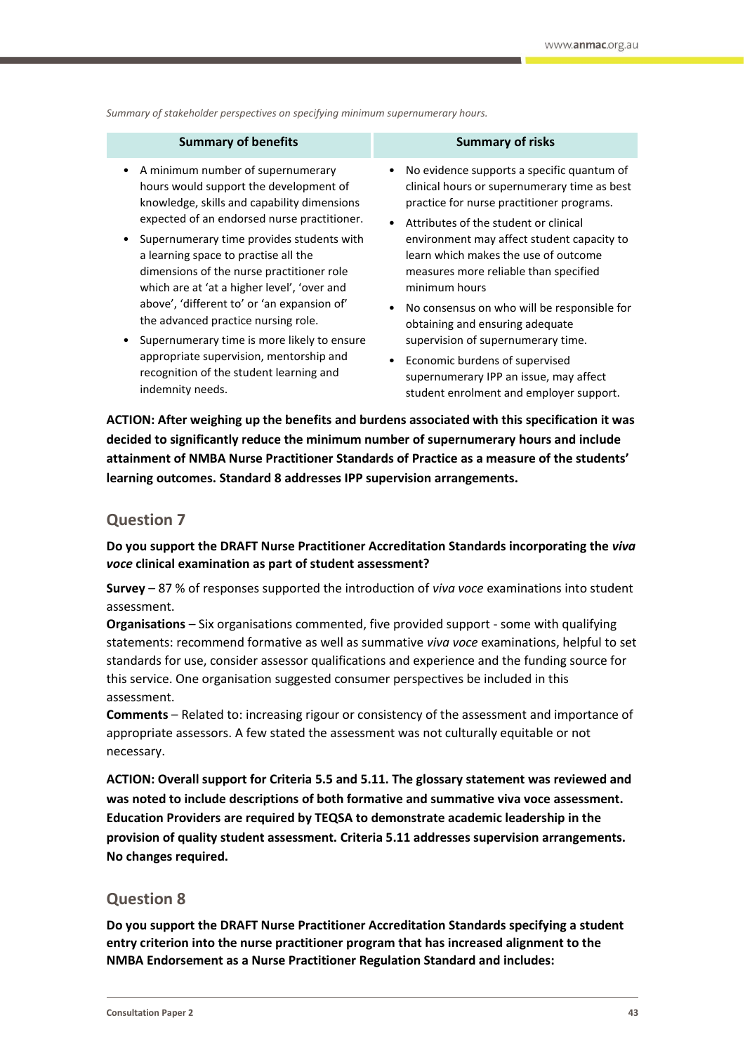*Summary of stakeholder perspectives on specifying minimum supernumerary hours.*

| Summary of benefits | Summary of risks |
|---|---|
| • A minimum number of supernumerary hours would support the development of knowledge, skills and capability dimensions expected of an endorsed nurse practitioner.<br>• Supernumerary time provides students with a learning space to practise all the dimensions of the nurse practitioner role which are at 'at a higher level', 'over and above', 'different to' or 'an expansion of' the advanced practice nursing role.<br>• Supernumerary time is more likely to ensure appropriate supervision, mentorship and recognition of the student learning and indemnity needs. | • No evidence supports a specific quantum of clinical hours or supernumerary time as best practice for nurse practitioner programs.<br>• Attributes of the student or clinical environment may affect student capacity to learn which makes the use of outcome measures more reliable than specified minimum hours<br>• No consensus on who will be responsible for obtaining and ensuring adequate supervision of supernumerary time.<br>• Economic burdens of supervised supernumerary IPP an issue, may affect student enrolment and employer support. |

**ACTION: After weighing up the benefits and burdens associated with this specification it was decided to significantly reduce the minimum number of supernumerary hours and include attainment of NMBA Nurse Practitioner Standards of Practice as a measure of the students' learning outcomes. Standard 8 addresses IPP supervision arrangements.**

## Question 7

**Do you support the DRAFT Nurse Practitioner Accreditation Standards incorporating the *viva voce* clinical examination as part of student assessment?**

**Survey** – 87 % of responses supported the introduction of *viva voce* examinations into student assessment.
**Organisations** – Six organisations commented, five provided support - some with qualifying statements: recommend formative as well as summative *viva voce* examinations, helpful to set standards for use, consider assessor qualifications and experience and the funding source for this service. One organisation suggested consumer perspectives be included in this assessment.
**Comments** – Related to: increasing rigour or consistency of the assessment and importance of appropriate assessors. A few stated the assessment was not culturally equitable or not necessary.

**ACTION: Overall support for Criteria 5.5 and 5.11. The glossary statement was reviewed and was noted to include descriptions of both formative and summative viva voce assessment. Education Providers are required by TEQSA to demonstrate academic leadership in the provision of quality student assessment. Criteria 5.11 addresses supervision arrangements. No changes required.**

## Question 8

**Do you support the DRAFT Nurse Practitioner Accreditation Standards specifying a student entry criterion into the nurse practitioner program that has increased alignment to the NMBA Endorsement as a Nurse Practitioner Regulation Standard and includes:**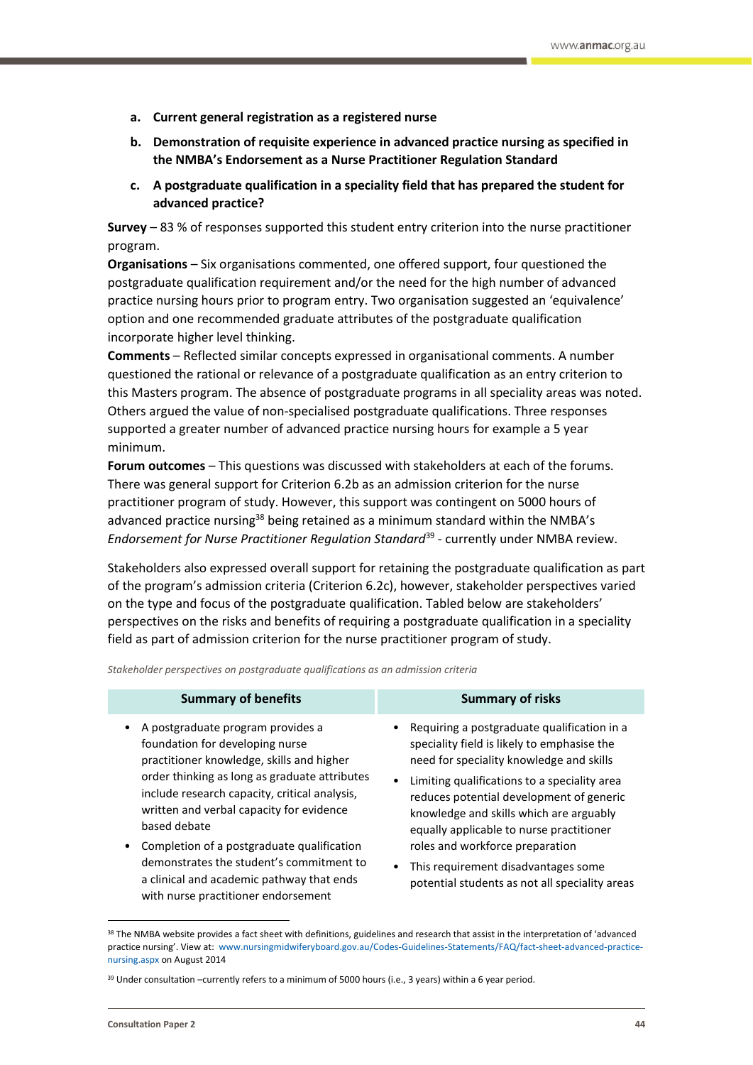- **a. Current general registration as a registered nurse**
- **b. Demonstration of requisite experience in advanced practice nursing as specified in the NMBA's Endorsement as a Nurse Practitioner Regulation Standard**
- **c. A postgraduate qualification in a speciality field that has prepared the student for advanced practice?**

**Survey** – 83 % of responses supported this student entry criterion into the nurse practitioner program.

**Organisations** – Six organisations commented, one offered support, four questioned the postgraduate qualification requirement and/or the need for the high number of advanced practice nursing hours prior to program entry. Two organisation suggested an 'equivalence' option and one recommended graduate attributes of the postgraduate qualification incorporate higher level thinking.

**Comments** – Reflected similar concepts expressed in organisational comments. A number questioned the rational or relevance of a postgraduate qualification as an entry criterion to this Masters program. The absence of postgraduate programs in all speciality areas was noted. Others argued the value of non-specialised postgraduate qualifications. Three responses supported a greater number of advanced practice nursing hours for example a 5 year minimum.

**Forum outcomes** – This questions was discussed with stakeholders at each of the forums. There was general support for Criterion 6.2b as an admission criterion for the nurse practitioner program of study. However, this support was contingent on 5000 hours of advanced practice nursing[38] being retained as a minimum standard within the NMBA's *Endorsement for Nurse Practitioner Regulation Standard*[39] - currently under NMBA review.

Stakeholders also expressed overall support for retaining the postgraduate qualification as part of the program's admission criteria (Criterion 6.2c), however, stakeholder perspectives varied on the type and focus of the postgraduate qualification. Tabled below are stakeholders' perspectives on the risks and benefits of requiring a postgraduate qualification in a speciality field as part of admission criterion for the nurse practitioner program of study.

*Stakeholder perspectives on postgraduate qualifications as an admission criteria*

| Summary of benefits | Summary of risks |
|---|---|
| • A postgraduate program provides a foundation for developing nurse practitioner knowledge, skills and higher order thinking as long as graduate attributes include research capacity, critical analysis, written and verbal capacity for evidence based debate<br>• Completion of a postgraduate qualification demonstrates the student's commitment to a clinical and academic pathway that ends with nurse practitioner endorsement | • Requiring a postgraduate qualification in a speciality field is likely to emphasise the need for speciality knowledge and skills<br>• Limiting qualifications to a speciality area reduces potential development of generic knowledge and skills which are arguably equally applicable to nurse practitioner roles and workforce preparation<br>• This requirement disadvantages some potential students as not all speciality areas |

[38] The NMBA website provides a fact sheet with definitions, guidelines and research that assist in the interpretation of 'advanced practice nursing'. View at: www.nursingmidwiferyboard.gov.au/Codes-Guidelines-Statements/FAQ/fact-sheet-advanced-practice-nursing.aspx on August 2014

[39] Under consultation –currently refers to a minimum of 5000 hours (i.e., 3 years) within a 6 year period.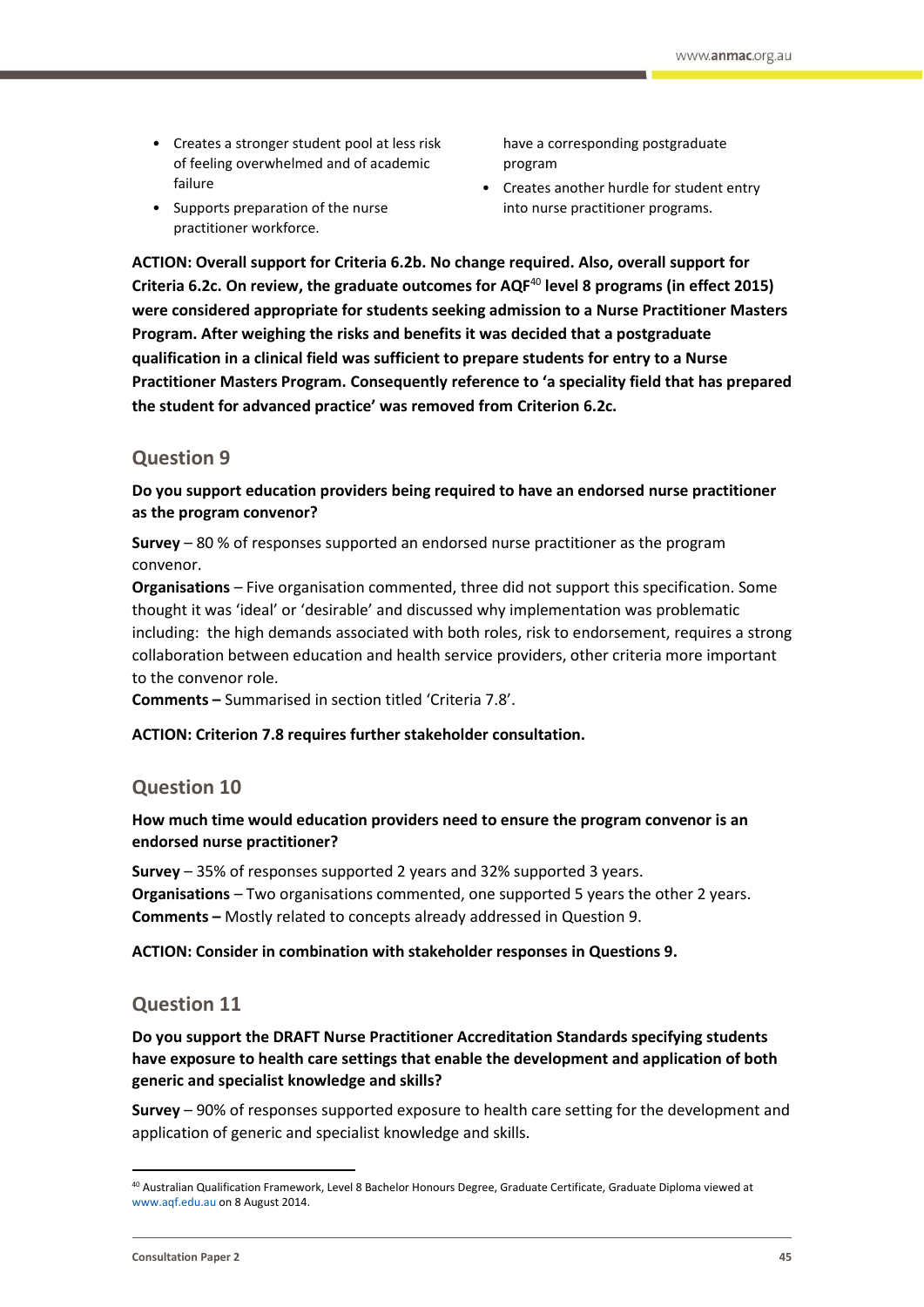- Creates a stronger student pool at less risk of feeling overwhelmed and of academic failure
- Supports preparation of the nurse practitioner workforce.

have a corresponding postgraduate program

- Creates another hurdle for student entry into nurse practitioner programs.

**ACTION: Overall support for Criteria 6.2b. No change required. Also, overall support for Criteria 6.2c. On review, the graduate outcomes for AQF[40] level 8 programs (in effect 2015) were considered appropriate for students seeking admission to a Nurse Practitioner Masters Program. After weighing the risks and benefits it was decided that a postgraduate qualification in a clinical field was sufficient to prepare students for entry to a Nurse Practitioner Masters Program. Consequently reference to 'a speciality field that has prepared the student for advanced practice' was removed from Criterion 6.2c.**

## Question 9

**Do you support education providers being required to have an endorsed nurse practitioner as the program convenor?**

**Survey** – 80 % of responses supported an endorsed nurse practitioner as the program convenor.
**Organisations** – Five organisation commented, three did not support this specification. Some thought it was 'ideal' or 'desirable' and discussed why implementation was problematic including: the high demands associated with both roles, risk to endorsement, requires a strong collaboration between education and health service providers, other criteria more important to the convenor role.
**Comments –** Summarised in section titled 'Criteria 7.8'.

**ACTION: Criterion 7.8 requires further stakeholder consultation.**

## Question 10

**How much time would education providers need to ensure the program convenor is an endorsed nurse practitioner?**

**Survey** – 35% of responses supported 2 years and 32% supported 3 years.
**Organisations** – Two organisations commented, one supported 5 years the other 2 years.
**Comments –** Mostly related to concepts already addressed in Question 9.

**ACTION: Consider in combination with stakeholder responses in Questions 9.**

## Question 11

**Do you support the DRAFT Nurse Practitioner Accreditation Standards specifying students have exposure to health care settings that enable the development and application of both generic and specialist knowledge and skills?**

**Survey** – 90% of responses supported exposure to health care setting for the development and application of generic and specialist knowledge and skills.

---

[40] Australian Qualification Framework, Level 8 Bachelor Honours Degree, Graduate Certificate, Graduate Diploma viewed at www.aqf.edu.au on 8 August 2014.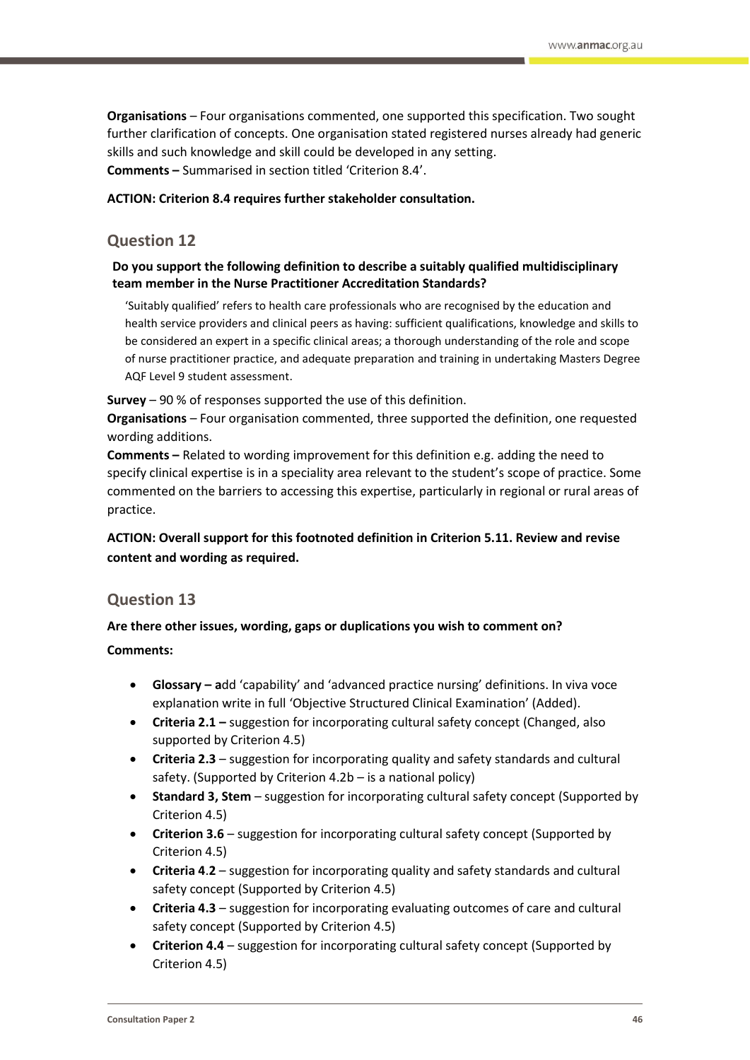**Organisations** – Four organisations commented, one supported this specification. Two sought further clarification of concepts. One organisation stated registered nurses already had generic skills and such knowledge and skill could be developed in any setting.
**Comments –** Summarised in section titled 'Criterion 8.4'.

**ACTION: Criterion 8.4 requires further stakeholder consultation.**

## Question 12

**Do you support the following definition to describe a suitably qualified multidisciplinary team member in the Nurse Practitioner Accreditation Standards?**

> 'Suitably qualified' refers to health care professionals who are recognised by the education and health service providers and clinical peers as having: sufficient qualifications, knowledge and skills to be considered an expert in a specific clinical areas; a thorough understanding of the role and scope of nurse practitioner practice, and adequate preparation and training in undertaking Masters Degree AQF Level 9 student assessment.

**Survey** – 90 % of responses supported the use of this definition.
**Organisations** – Four organisation commented, three supported the definition, one requested wording additions.
**Comments –** Related to wording improvement for this definition e.g. adding the need to specify clinical expertise is in a speciality area relevant to the student's scope of practice. Some commented on the barriers to accessing this expertise, particularly in regional or rural areas of practice.

**ACTION: Overall support for this footnoted definition in Criterion 5.11. Review and revise content and wording as required.**

## Question 13

**Are there other issues, wording, gaps or duplications you wish to comment on?**

**Comments:**

- **Glossary – a**dd 'capability' and 'advanced practice nursing' definitions. In viva voce explanation write in full 'Objective Structured Clinical Examination' (Added).
- **Criteria 2.1 –** suggestion for incorporating cultural safety concept (Changed, also supported by Criterion 4.5)
- **Criteria 2.3** – suggestion for incorporating quality and safety standards and cultural safety. (Supported by Criterion 4.2b – is a national policy)
- **Standard 3, Stem** – suggestion for incorporating cultural safety concept (Supported by Criterion 4.5)
- **Criterion 3.6** – suggestion for incorporating cultural safety concept (Supported by Criterion 4.5)
- **Criteria 4.2** – suggestion for incorporating quality and safety standards and cultural safety concept (Supported by Criterion 4.5)
- **Criteria 4.3** – suggestion for incorporating evaluating outcomes of care and cultural safety concept (Supported by Criterion 4.5)
- **Criterion 4.4** – suggestion for incorporating cultural safety concept (Supported by Criterion 4.5)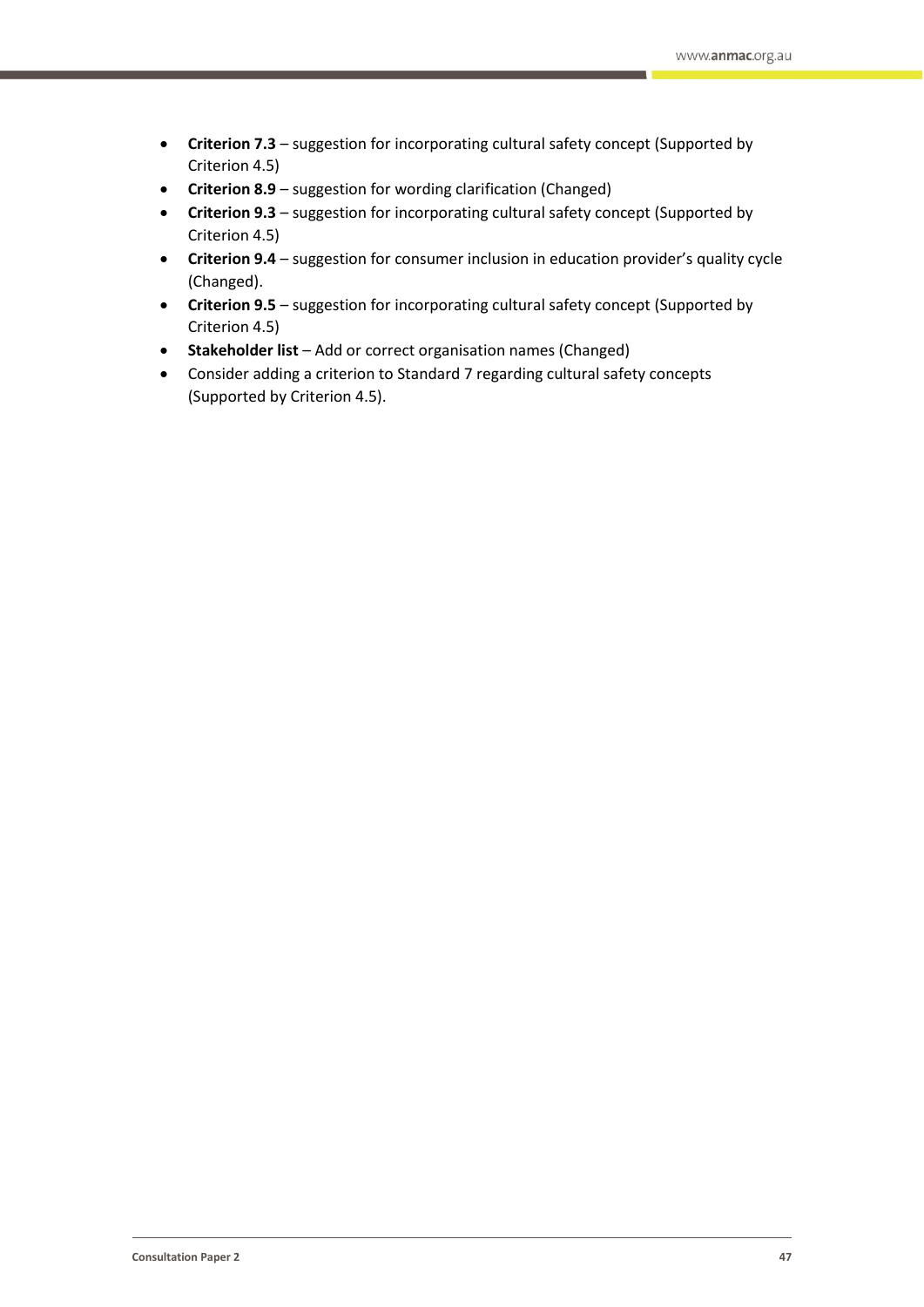- **Criterion 7.3** – suggestion for incorporating cultural safety concept (Supported by Criterion 4.5)
- **Criterion 8.9** – suggestion for wording clarification (Changed)
- **Criterion 9.3** – suggestion for incorporating cultural safety concept (Supported by Criterion 4.5)
- **Criterion 9.4** – suggestion for consumer inclusion in education provider's quality cycle (Changed).
- **Criterion 9.5** – suggestion for incorporating cultural safety concept (Supported by Criterion 4.5)
- **Stakeholder list** – Add or correct organisation names (Changed)
- Consider adding a criterion to Standard 7 regarding cultural safety concepts (Supported by Criterion 4.5).